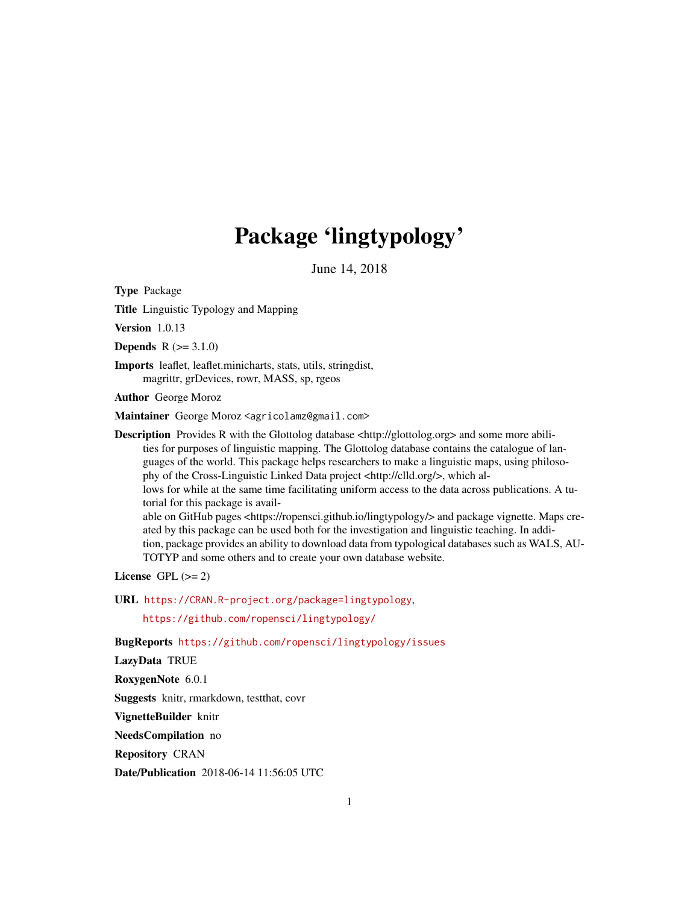# Package 'lingtypology'

June 14, 2018

**Type** Package

**Title** Linguistic Typology and Mapping

**Version** 1.0.13

**Depends** R (>= 3.1.0)

**Imports** leaflet, leaflet.minicharts, stats, utils, stringdist, magrittr, grDevices, rowr, MASS, sp, rgeos

**Author** George Moroz

**Maintainer** George Moroz <agricolamz@gmail.com>

**Description** Provides R with the Glottolog database <http://glottolog.org> and some more abilities for purposes of linguistic mapping. The Glottolog database contains the catalogue of languages of the world. This package helps researchers to make a linguistic maps, using philosophy of the Cross-Linguistic Linked Data project <http://clld.org/>, which allows for while at the same time facilitating uniform access to the data across publications. A tutorial for this package is available on GitHub pages <https://ropensci.github.io/lingtypology/> and package vignette. Maps created by this package can be used both for the investigation and linguistic teaching. In addition, package provides an ability to download data from typological databases such as WALS, AUTOTYP and some others and to create your own database website.

**License** GPL (>= 2)

**URL** https://CRAN.R-project.org/package=lingtypology, https://github.com/ropensci/lingtypology/

**BugReports** https://github.com/ropensci/lingtypology/issues

**LazyData** TRUE

**RoxygenNote** 6.0.1

**Suggests** knitr, rmarkdown, testthat, covr

**VignetteBuilder** knitr

**NeedsCompilation** no

**Repository** CRAN

**Date/Publication** 2018-06-14 11:56:05 UTC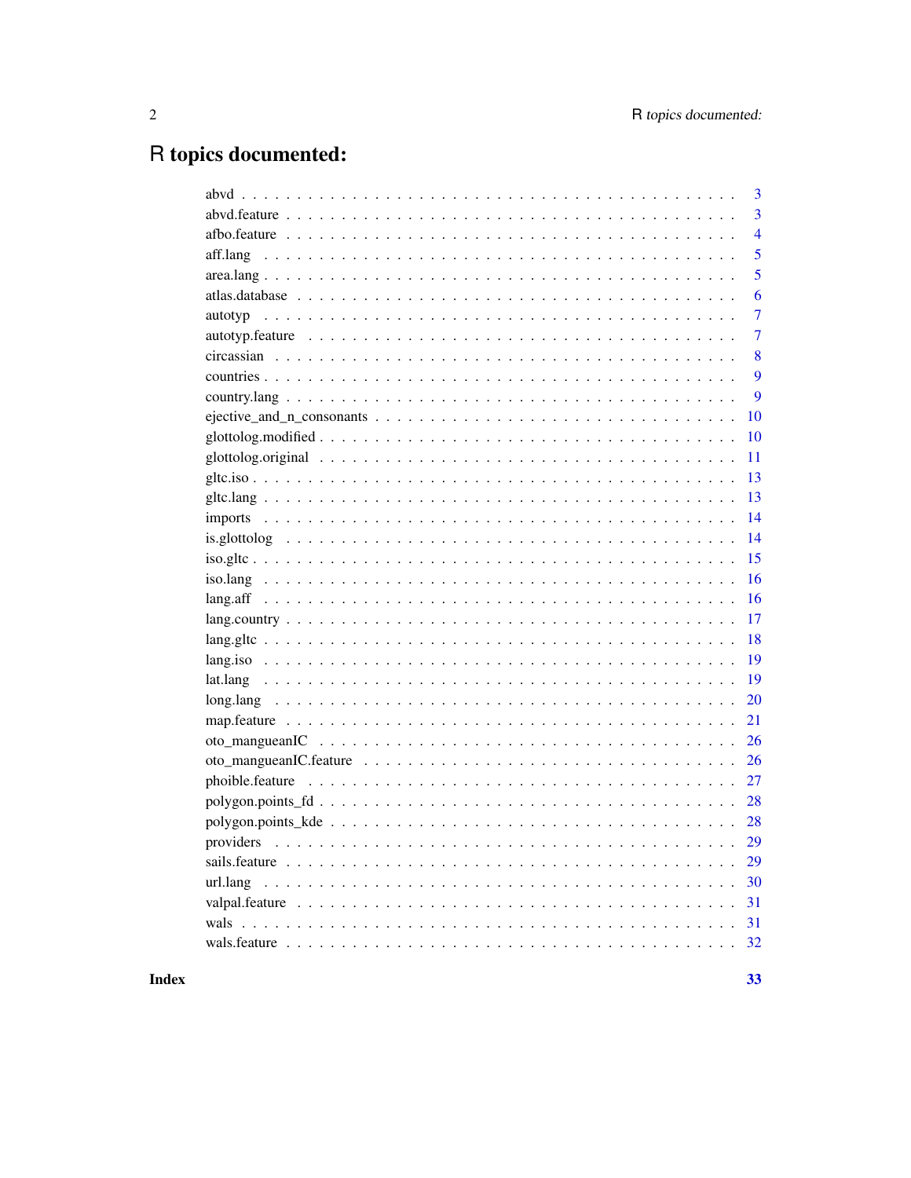# R topics documented:

| | |
|---|---|
| abvd | 3 |
| abvd.feature | 3 |
| afbo.feature | 4 |
| aff.lang | 5 |
| area.lang | 5 |
| atlas.database | 6 |
| autotyp | 7 |
| autotyp.feature | 7 |
| circassian | 8 |
| countries | 9 |
| country.lang | 9 |
| ejective_and_n_consonants | 10 |
| glottolog.modified | 10 |
| glottolog.original | 11 |
| gltc.iso | 13 |
| gltc.lang | 13 |
| imports | 14 |
| is.glottolog | 14 |
| iso.gltc | 15 |
| iso.lang | 16 |
| lang.aff | 16 |
| lang.country | 17 |
| lang.gltc | 18 |
| lang.iso | 19 |
| lat.lang | 19 |
| long.lang | 20 |
| map.feature | 21 |
| oto_mangueanIC | 26 |
| oto_mangueanIC.feature | 26 |
| phoible.feature | 27 |
| polygon.points_fd | 28 |
| polygon.points_kde | 28 |
| providers | 29 |
| sails.feature | 29 |
| url.lang | 30 |
| valpal.feature | 31 |
| wals | 31 |
| wals.feature | 32 |

**Index** **33**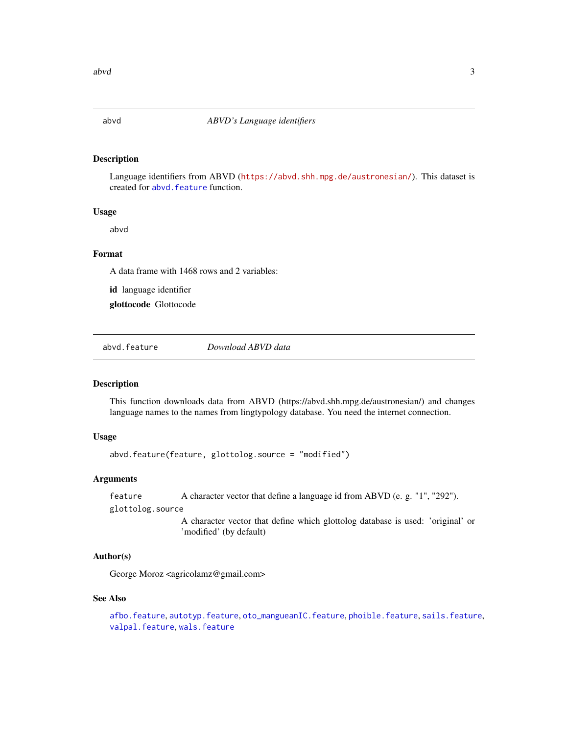## abvd — *ABVD's Language identifiers*

### Description

Language identifiers from ABVD (https://abvd.shh.mpg.de/austronesian/). This dataset is created for abvd.feature function.

### Usage

```
abvd
```

### Format

A data frame with 1468 rows and 2 variables:

**id** language identifier

**glottocode** Glottocode

## abvd.feature — *Download ABVD data*

### Description

This function downloads data from ABVD (https://abvd.shh.mpg.de/austronesian/) and changes language names to the names from lingtypology database. You need the internet connection.

### Usage

```
abvd.feature(feature, glottolog.source = "modified")
```

### Arguments

| | |
|---|---|
| feature | A character vector that define a language id from ABVD (e. g. "1", "292"). |
| glottolog.source | A character vector that define which glottolog database is used: 'original' or 'modified' (by default) |

### Author(s)

George Moroz <agricolamz@gmail.com>

### See Also

afbo.feature, autotyp.feature, oto_mangueanIC.feature, phoible.feature, sails.feature, valpal.feature, wals.feature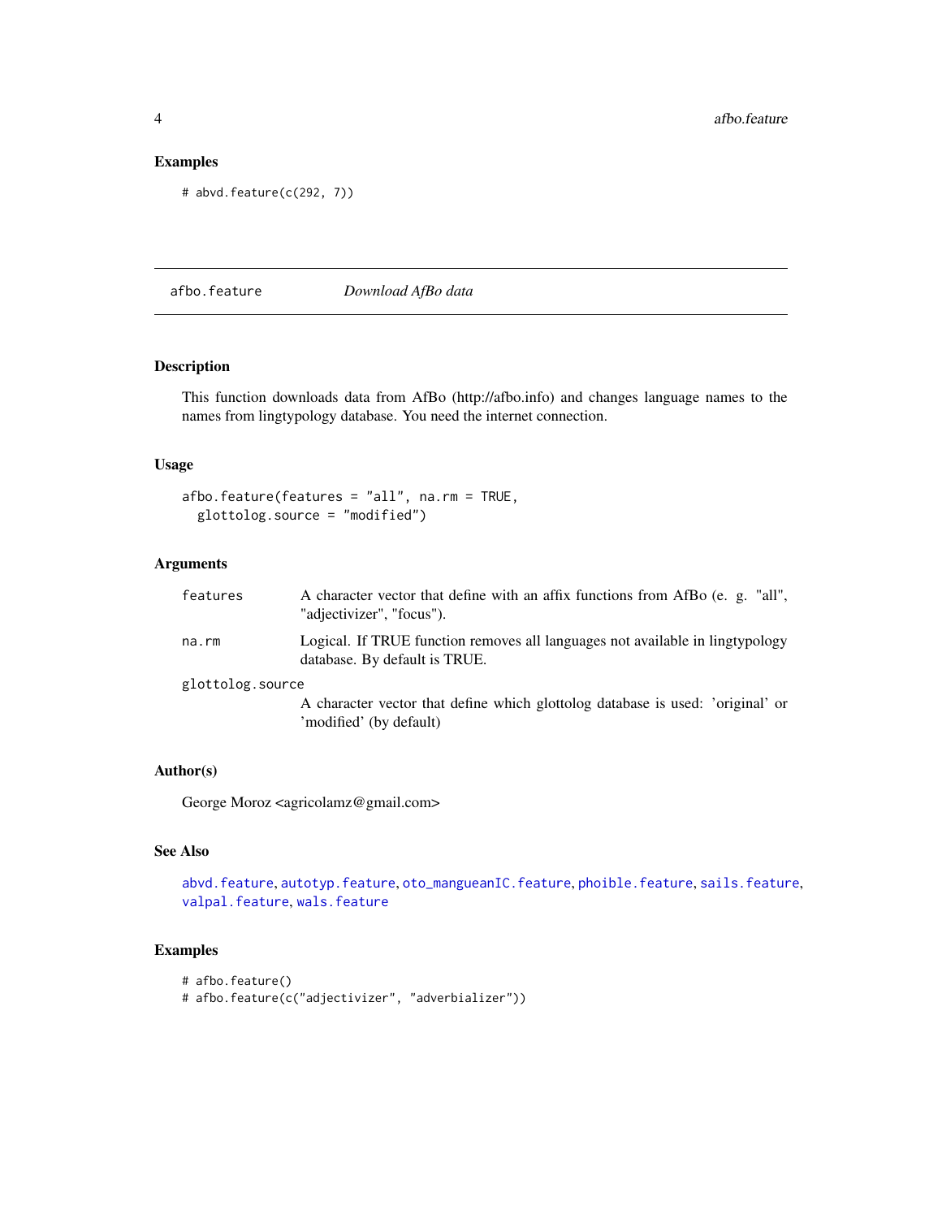## Examples

```
# abvd.feature(c(292, 7))
```

---

`afbo.feature` *Download AfBo data*

---

### Description

This function downloads data from AfBo (http://afbo.info) and changes language names to the names from lingtypology database. You need the internet connection.

### Usage

```
afbo.feature(features = "all", na.rm = TRUE,
  glottolog.source = "modified")
```

### Arguments

| | |
|---|---|
| features | A character vector that define with an affix functions from AfBo (e. g. "all", "adjectivizer", "focus"). |
| na.rm | Logical. If TRUE function removes all languages not available in lingtypology database. By default is TRUE. |
| glottolog.source | A character vector that define which glottolog database is used: 'original' or 'modified' (by default) |

### Author(s)

George Moroz <agricolamz@gmail.com>

### See Also

abvd.feature, autotyp.feature, oto_mangueanIC.feature, phoible.feature, sails.feature, valpal.feature, wals.feature

### Examples

```
# afbo.feature()
# afbo.feature(c("adjectivizer", "adverbializer"))
```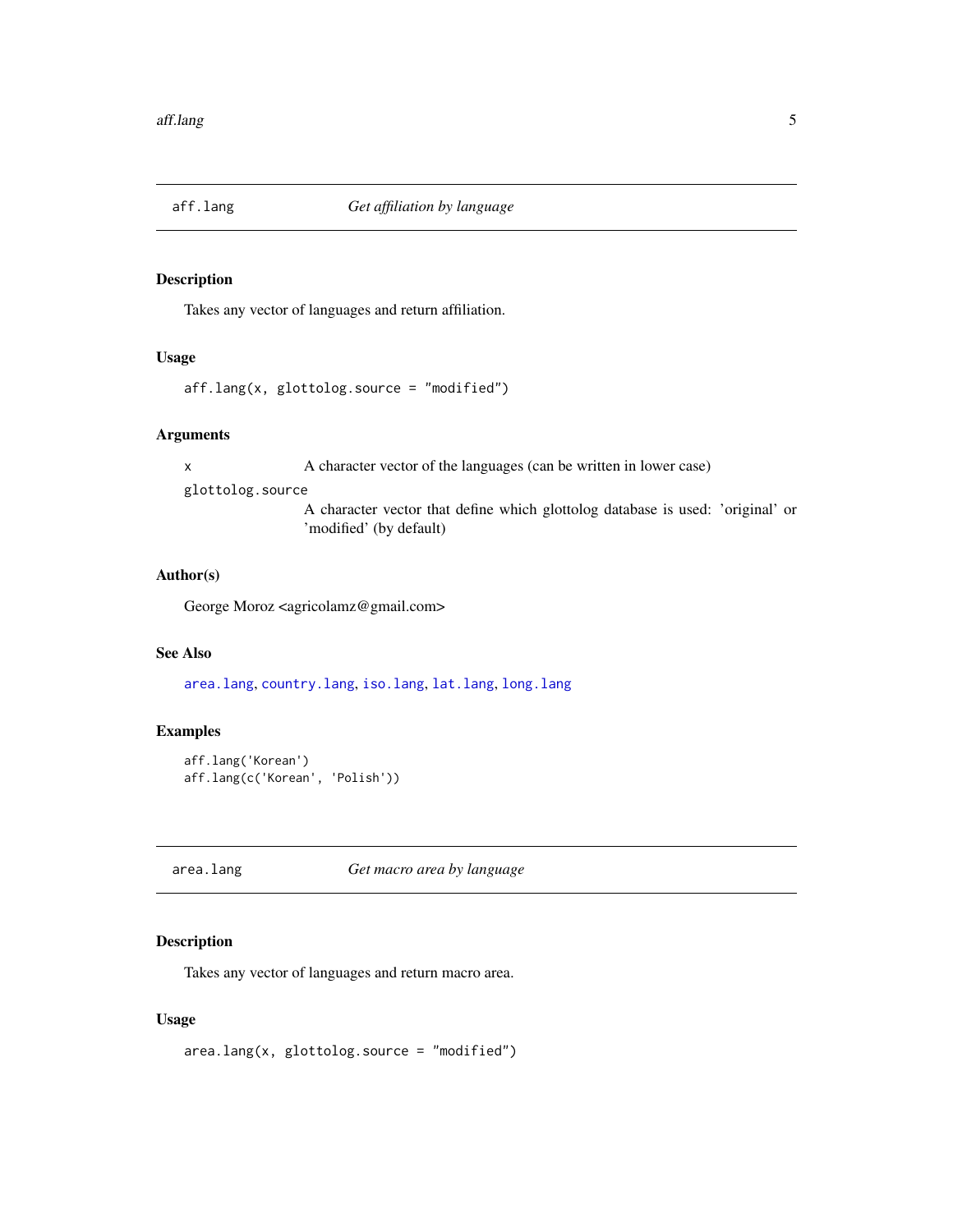## aff.lang — *Get affiliation by language*

### Description

Takes any vector of languages and return affiliation.

### Usage

```
aff.lang(x, glottolog.source = "modified")
```

### Arguments

| | |
|---|---|
| x | A character vector of the languages (can be written in lower case) |
| glottolog.source | A character vector that define which glottolog database is used: 'original' or 'modified' (by default) |

### Author(s)

George Moroz <agricolamz@gmail.com>

### See Also

area.lang, country.lang, iso.lang, lat.lang, long.lang

### Examples

```
aff.lang('Korean')
aff.lang(c('Korean', 'Polish'))
```

## area.lang — *Get macro area by language*

### Description

Takes any vector of languages and return macro area.

### Usage

```
area.lang(x, glottolog.source = "modified")
```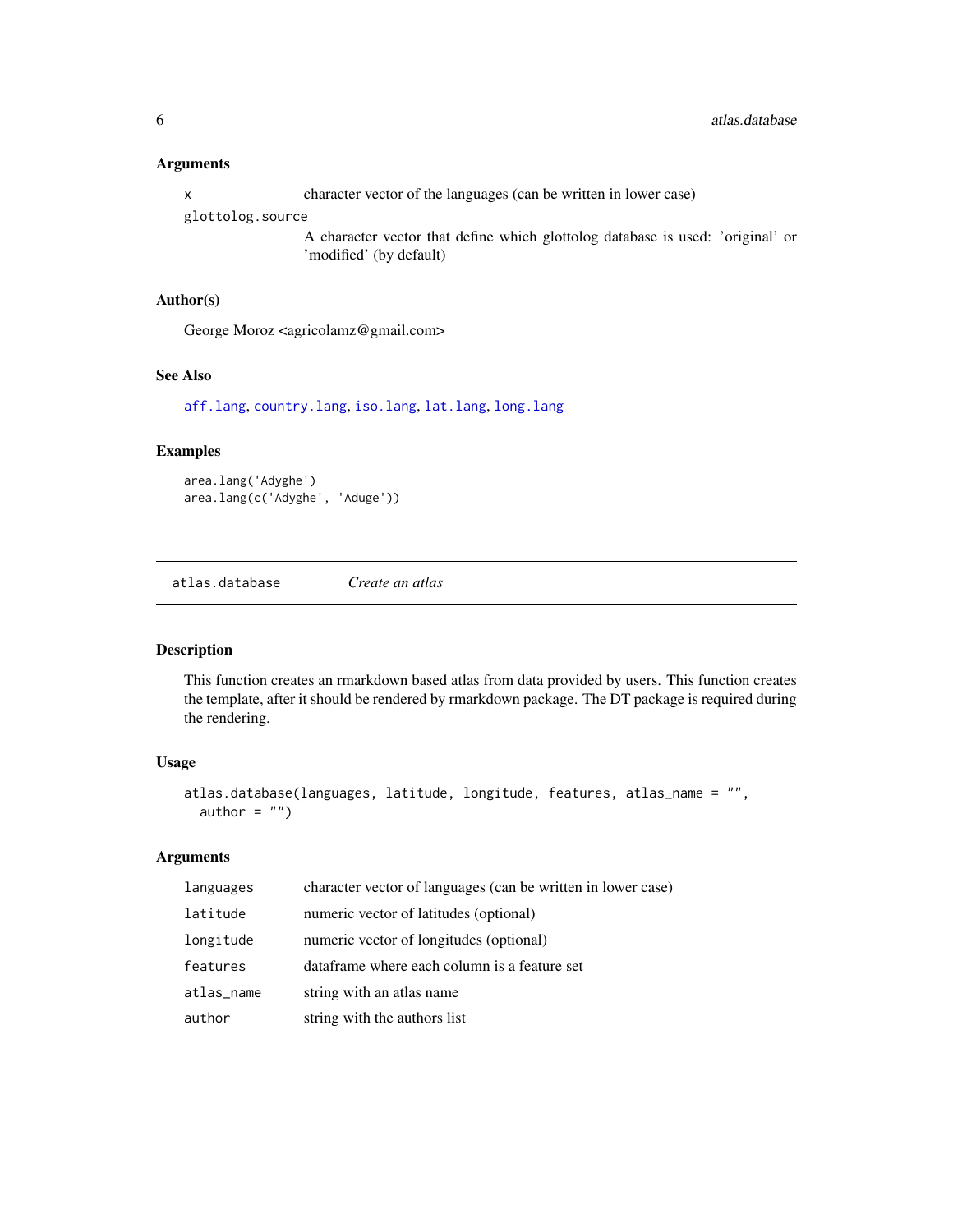### Arguments

| | |
|---|---|
| `x` | character vector of the languages (can be written in lower case) |
| `glottolog.source` | A character vector that define which glottolog database is used: 'original' or 'modified' (by default) |

### Author(s)

George Moroz <agricolamz@gmail.com>

### See Also

`aff.lang`, `country.lang`, `iso.lang`, `lat.lang`, `long.lang`

### Examples

```
area.lang('Adyghe')
area.lang(c('Adyghe', 'Aduge'))
```

---

## atlas.database — *Create an atlas*

---

### Description

This function creates an rmarkdown based atlas from data provided by users. This function creates the template, after it should be rendered by rmarkdown package. The DT package is required during the rendering.

### Usage

```
atlas.database(languages, latitude, longitude, features, atlas_name = "",
  author = "")
```

### Arguments

| | |
|---|---|
| `languages` | character vector of languages (can be written in lower case) |
| `latitude` | numeric vector of latitudes (optional) |
| `longitude` | numeric vector of longitudes (optional) |
| `features` | dataframe where each column is a feature set |
| `atlas_name` | string with an atlas name |
| `author` | string with the authors list |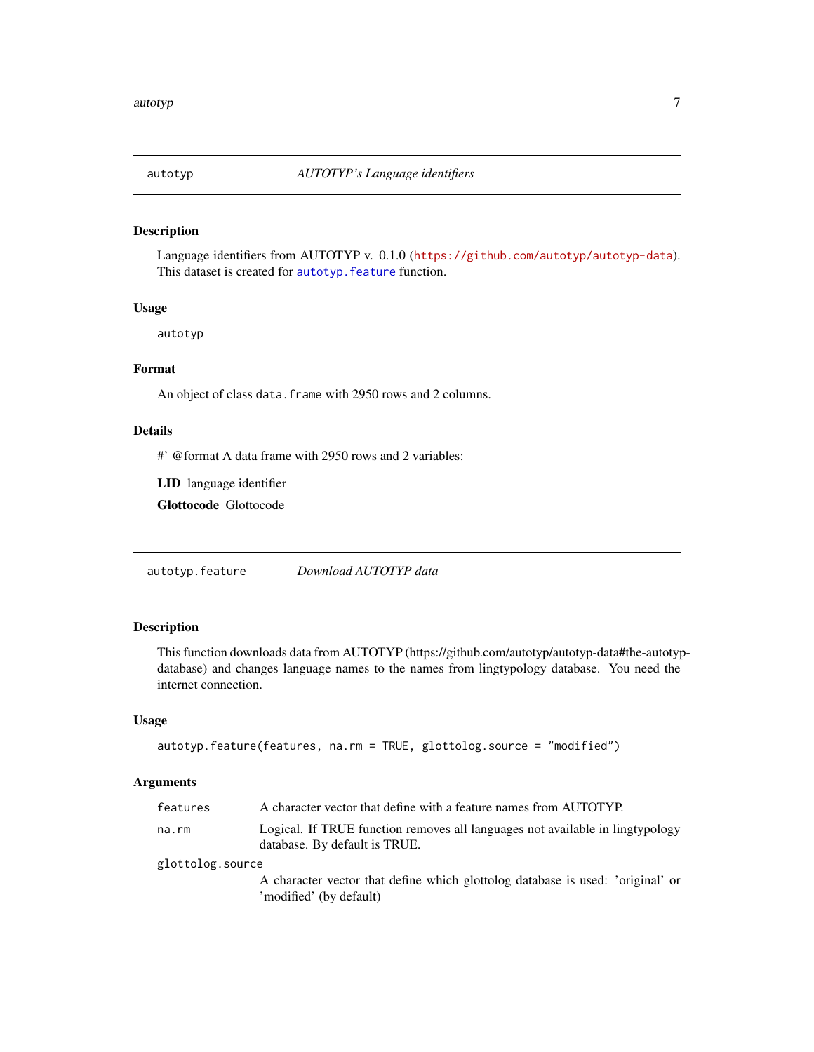## autotyp — *AUTOTYP's Language identifiers*

### Description

Language identifiers from AUTOTYP v. 0.1.0 (https://github.com/autotyp/autotyp-data). This dataset is created for autotyp.feature function.

### Usage

```
autotyp
```

### Format

An object of class `data.frame` with 2950 rows and 2 columns.

### Details

#' @format A data frame with 2950 rows and 2 variables:

**LID** language identifier

**Glottocode** Glottocode

## autotyp.feature — *Download AUTOTYP data*

### Description

This function downloads data from AUTOTYP (https://github.com/autotyp/autotyp-data#the-autotyp-database) and changes language names to the names from lingtypology database. You need the internet connection.

### Usage

```
autotyp.feature(features, na.rm = TRUE, glottolog.source = "modified")
```

### Arguments

| | |
|---|---|
| `features` | A character vector that define with a feature names from AUTOTYP. |
| `na.rm` | Logical. If TRUE function removes all languages not available in lingtypology database. By default is TRUE. |
| `glottolog.source` | A character vector that define which glottolog database is used: 'original' or 'modified' (by default) |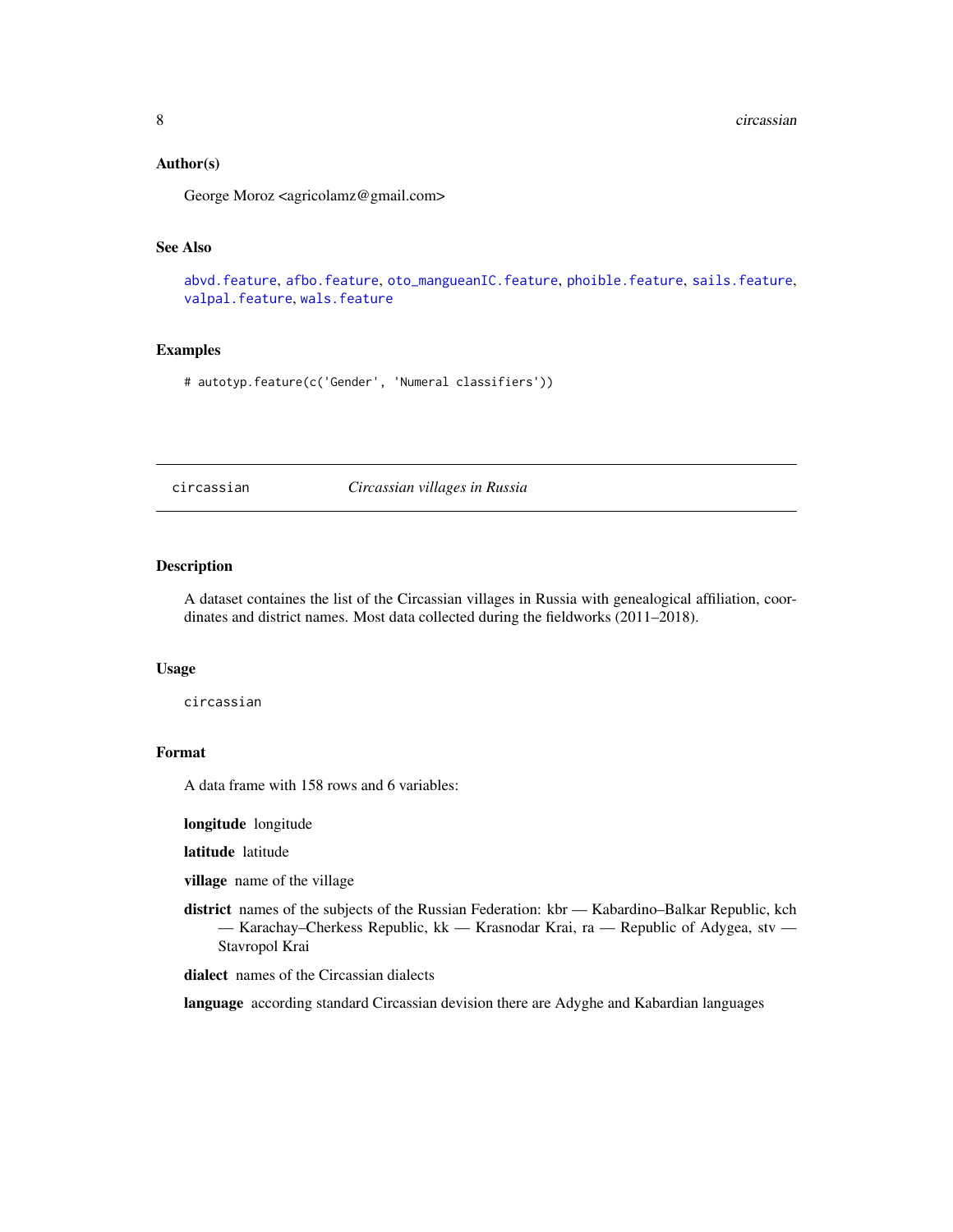### Author(s)

George Moroz <agricolamz@gmail.com>

### See Also

abvd.feature, afbo.feature, oto_mangueanIC.feature, phoible.feature, sails.feature, valpal.feature, wals.feature

### Examples

```
# autotyp.feature(c('Gender', 'Numeral classifiers'))
```

---

## circassian — *Circassian villages in Russia*

---

### Description

A dataset containes the list of the Circassian villages in Russia with genealogical affiliation, coordinates and district names. Most data collected during the fieldworks (2011–2018).

### Usage

```
circassian
```

### Format

A data frame with 158 rows and 6 variables:

**longitude** longitude

**latitude** latitude

**village** name of the village

**district** names of the subjects of the Russian Federation: kbr — Kabardino–Balkar Republic, kch — Karachay–Cherkess Republic, kk — Krasnodar Krai, ra — Republic of Adygea, stv — Stavropol Krai

**dialect** names of the Circassian dialects

**language** according standard Circassian devision there are Adyghe and Kabardian languages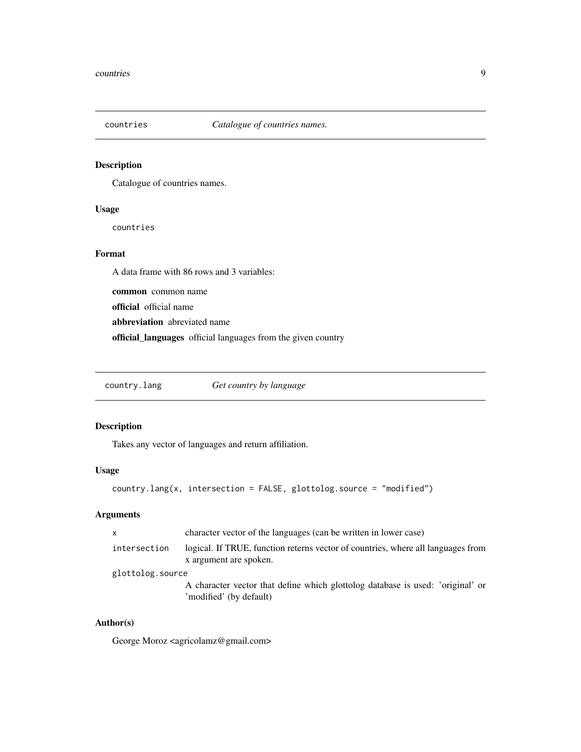## countries    *Catalogue of countries names.*

### Description

Catalogue of countries names.

### Usage

```
countries
```

### Format

A data frame with 86 rows and 3 variables:

**common** common name

**official** official name

**abbreviation** abreviated name

**official_languages** official languages from the given country

## country.lang    *Get country by language*

### Description

Takes any vector of languages and return affiliation.

### Usage

```
country.lang(x, intersection = FALSE, glottolog.source = "modified")
```

### Arguments

| | |
|---|---|
| `x` | character vector of the languages (can be written in lower case) |
| `intersection` | logical. If TRUE, function reterns vector of countries, where all languages from x argument are spoken. |
| `glottolog.source` | A character vector that define which glottolog database is used: 'original' or 'modified' (by default) |

### Author(s)

George Moroz <agricolamz@gmail.com>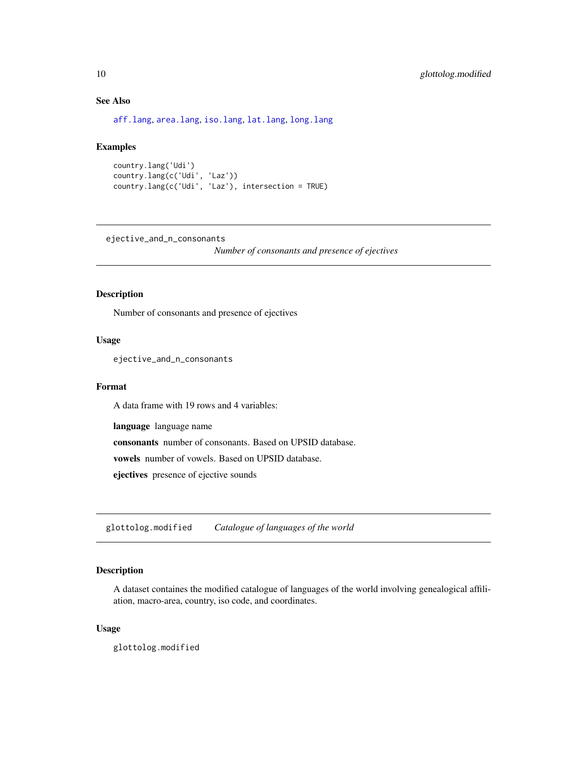### See Also

aff.lang, area.lang, iso.lang, lat.lang, long.lang

### Examples

```
country.lang('Udi')
country.lang(c('Udi', 'Laz'))
country.lang(c('Udi', 'Laz'), intersection = TRUE)
```

---

## ejective_and_n_consonants

*Number of consonants and presence of ejectives*

### Description

Number of consonants and presence of ejectives

### Usage

```
ejective_and_n_consonants
```

### Format

A data frame with 19 rows and 4 variables:

**language** language name

**consonants** number of consonants. Based on UPSID database.

**vowels** number of vowels. Based on UPSID database.

**ejectives** presence of ejective sounds

---

## glottolog.modified

*Catalogue of languages of the world*

### Description

A dataset containes the modified catalogue of languages of the world involving genealogical affiliation, macro-area, country, iso code, and coordinates.

### Usage

```
glottolog.modified
```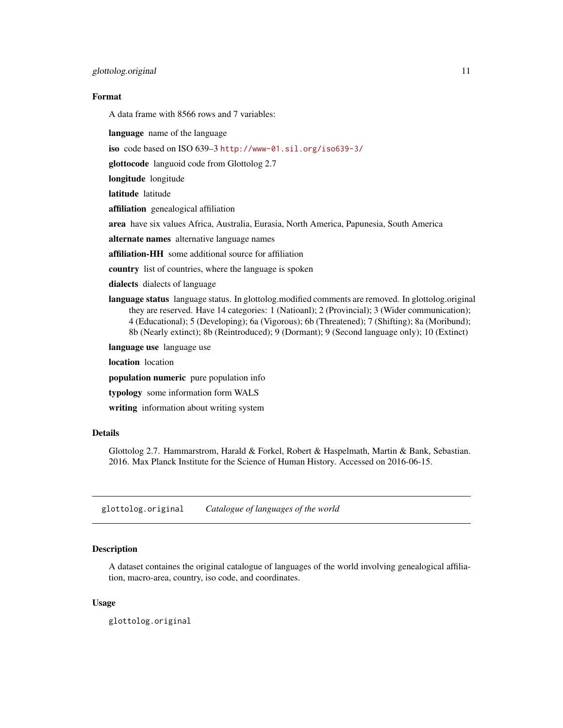### Format

A data frame with 8566 rows and 7 variables:

**language** name of the language

**iso** code based on ISO 639–3 http://www-01.sil.org/iso639-3/

**glottocode** languoid code from Glottolog 2.7

**longitude** longitude

**latitude** latitude

**affiliation** genealogical affiliation

**area** have six values Africa, Australia, Eurasia, North America, Papunesia, South America

**alternate names** alternative language names

**affiliation-HH** some additional source for affiliation

**country** list of countries, where the language is spoken

**dialects** dialects of language

**language status** language status. In glottolog.modified comments are removed. In glottolog.original they are reserved. Have 14 categories: 1 (Natioanl); 2 (Provincial); 3 (Wider communication); 4 (Educational); 5 (Developing); 6a (Vigorous); 6b (Threatened); 7 (Shifting); 8a (Moribund); 8b (Nearly extinct); 8b (Reintroduced); 9 (Dormant); 9 (Second language only); 10 (Extinct)

**language use** language use

**location** location

**population numeric** pure population info

**typology** some information form WALS

**writing** information about writing system

### Details

Glottolog 2.7. Hammarstrom, Harald & Forkel, Robert & Haspelmath, Martin & Bank, Sebastian. 2016. Max Planck Institute for the Science of Human History. Accessed on 2016-06-15.

---

## glottolog.original *Catalogue of languages of the world*

---

### Description

A dataset containes the original catalogue of languages of the world involving genealogical affiliation, macro-area, country, iso code, and coordinates.

### Usage

```
glottolog.original
```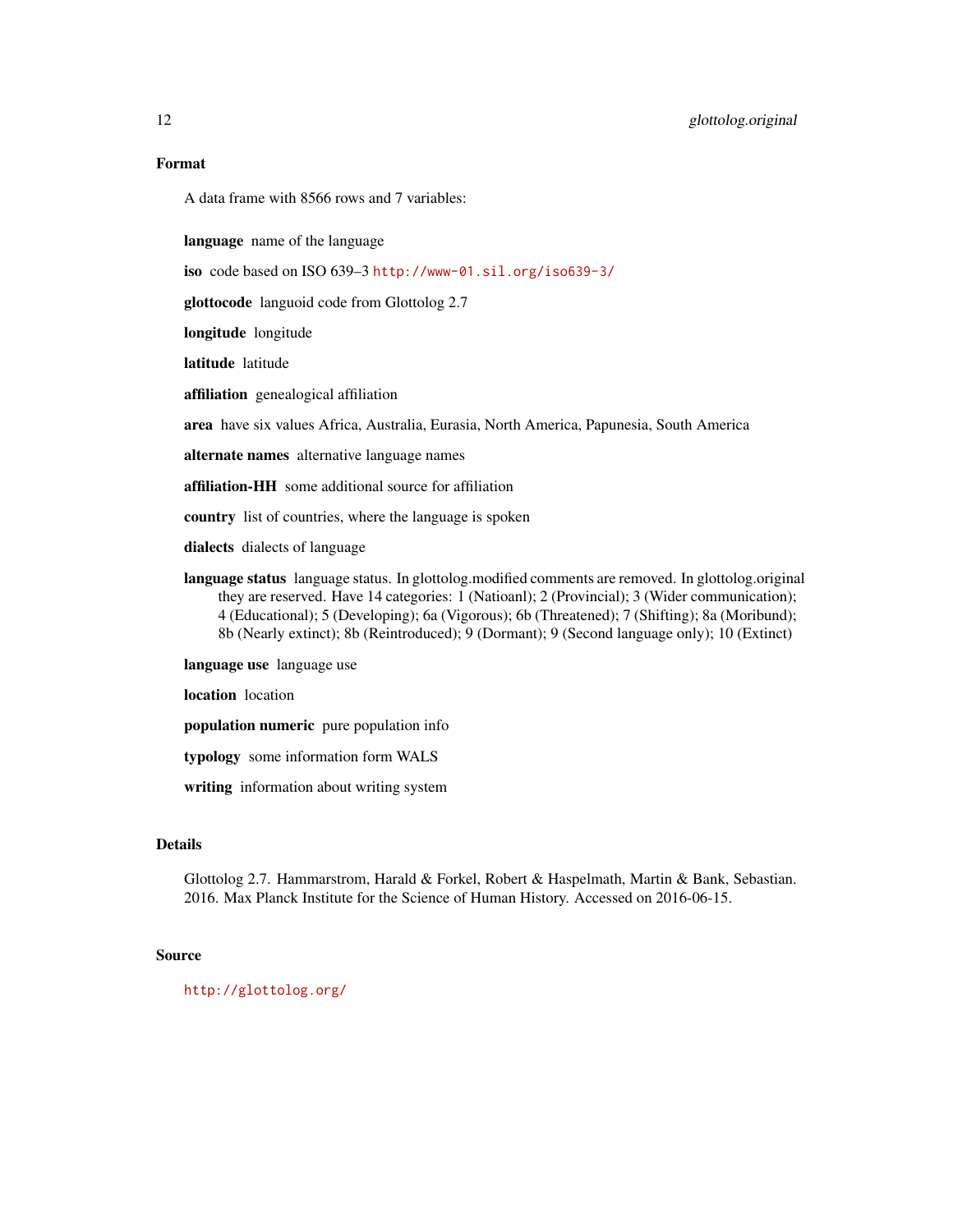## Format

A data frame with 8566 rows and 7 variables:

**language** name of the language

**iso** code based on ISO 639–3 http://www-01.sil.org/iso639-3/

**glottocode** languoid code from Glottolog 2.7

**longitude** longitude

**latitude** latitude

**affiliation** genealogical affiliation

**area** have six values Africa, Australia, Eurasia, North America, Papunesia, South America

**alternate names** alternative language names

**affiliation-HH** some additional source for affiliation

**country** list of countries, where the language is spoken

**dialects** dialects of language

**language status** language status. In glottolog.modified comments are removed. In glottolog.original they are reserved. Have 14 categories: 1 (Natioanl); 2 (Provincial); 3 (Wider communication); 4 (Educational); 5 (Developing); 6a (Vigorous); 6b (Threatened); 7 (Shifting); 8a (Moribund); 8b (Nearly extinct); 8b (Reintroduced); 9 (Dormant); 9 (Second language only); 10 (Extinct)

**language use** language use

**location** location

**population numeric** pure population info

**typology** some information form WALS

**writing** information about writing system

## Details

Glottolog 2.7. Hammarstrom, Harald & Forkel, Robert & Haspelmath, Martin & Bank, Sebastian. 2016. Max Planck Institute for the Science of Human History. Accessed on 2016-06-15.

## Source

http://glottolog.org/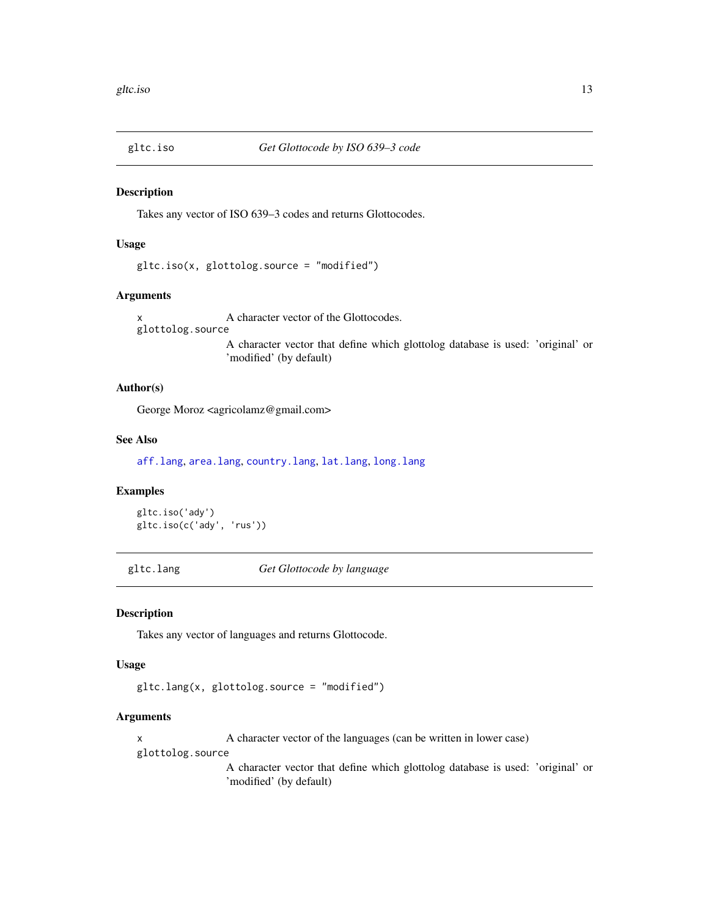## gltc.iso — *Get Glottocode by ISO 639–3 code*

### Description

Takes any vector of ISO 639–3 codes and returns Glottocodes.

### Usage

```
gltc.iso(x, glottolog.source = "modified")
```

### Arguments

| | |
|---|---|
| `x` | A character vector of the Glottocodes. |
| `glottolog.source` | A character vector that define which glottolog database is used: 'original' or 'modified' (by default) |

### Author(s)

George Moroz <agricolamz@gmail.com>

### See Also

`aff.lang`, `area.lang`, `country.lang`, `lat.lang`, `long.lang`

### Examples

```
gltc.iso('ady')
gltc.iso(c('ady', 'rus'))
```

## gltc.lang — *Get Glottocode by language*

### Description

Takes any vector of languages and returns Glottocode.

### Usage

```
gltc.lang(x, glottolog.source = "modified")
```

### Arguments

| | |
|---|---|
| `x` | A character vector of the languages (can be written in lower case) |
| `glottolog.source` | A character vector that define which glottolog database is used: 'original' or 'modified' (by default) |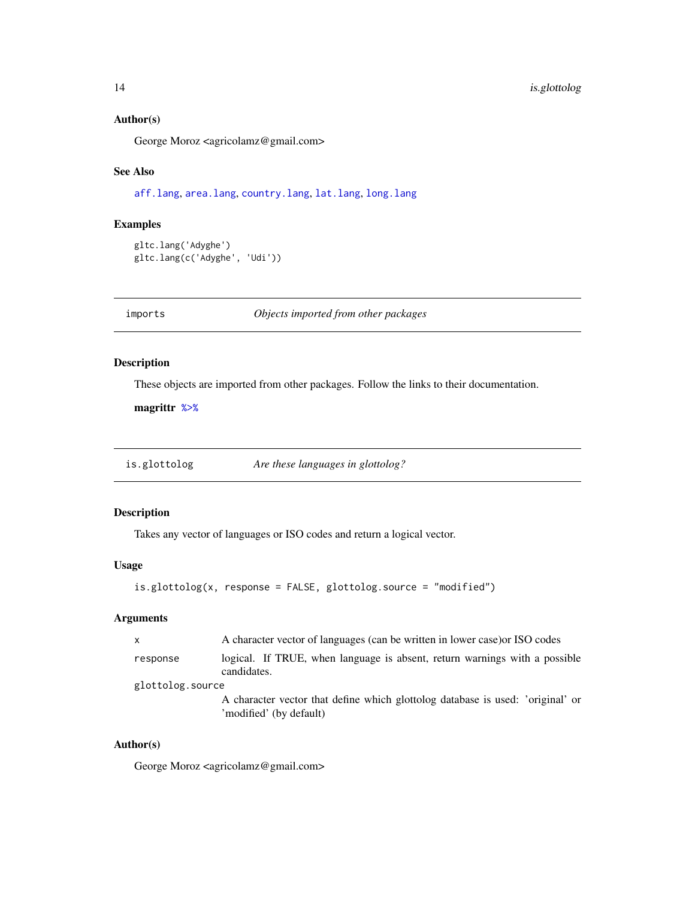### Author(s)

George Moroz <agricolamz@gmail.com>

### See Also

aff.lang, area.lang, country.lang, lat.lang, long.lang

### Examples

```
gltc.lang('Adyghe')
gltc.lang(c('Adyghe', 'Udi'))
```

---

## imports — *Objects imported from other packages*

### Description

These objects are imported from other packages. Follow the links to their documentation.

**magrittr** %>%

---

## is.glottolog — *Are these languages in glottolog?*

### Description

Takes any vector of languages or ISO codes and return a logical vector.

### Usage

```
is.glottolog(x, response = FALSE, glottolog.source = "modified")
```

### Arguments

| | |
|---|---|
| x | A character vector of languages (can be written in lower case)or ISO codes |
| response | logical. If TRUE, when language is absent, return warnings with a possible candidates. |
| glottolog.source | A character vector that define which glottolog database is used: 'original' or 'modified' (by default) |

### Author(s)

George Moroz <agricolamz@gmail.com>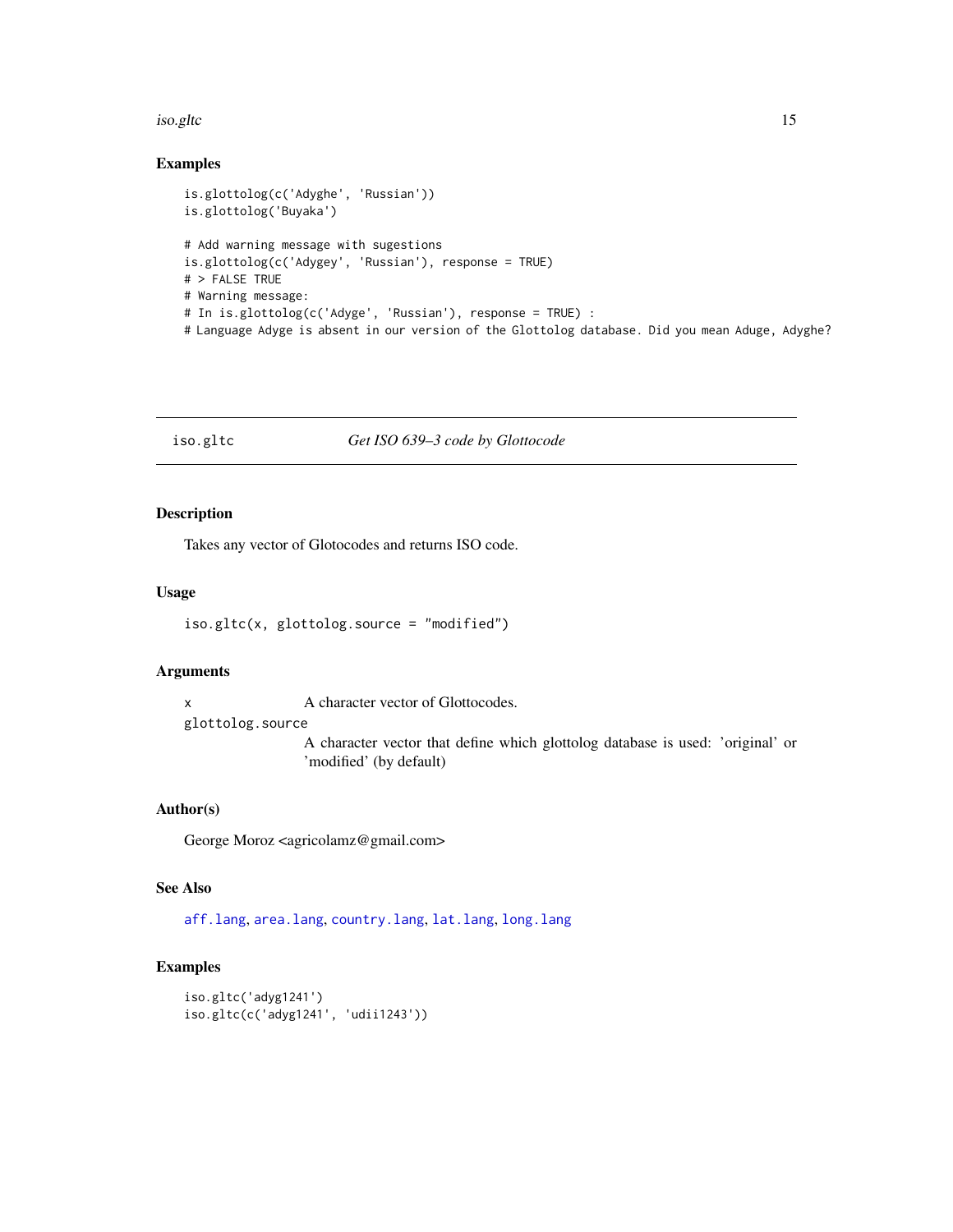## Examples

```
is.glottolog(c('Adyghe', 'Russian'))
is.glottolog('Buyaka')

# Add warning message with sugestions
is.glottolog(c('Adygey', 'Russian'), response = TRUE)
# > FALSE TRUE
# Warning message:
# In is.glottolog(c('Adyge', 'Russian'), response = TRUE) :
# Language Adyge is absent in our version of the Glottolog database. Did you mean Aduge, Adyghe?
```

---

## iso.gltc — *Get ISO 639–3 code by Glottocode*

### Description

Takes any vector of Glotocodes and returns ISO code.

### Usage

```
iso.gltc(x, glottolog.source = "modified")
```

### Arguments

- `x` — A character vector of Glottocodes.
- `glottolog.source` — A character vector that define which glottolog database is used: 'original' or 'modified' (by default)

### Author(s)

George Moroz <agricolamz@gmail.com>

### See Also

`aff.lang`, `area.lang`, `country.lang`, `lat.lang`, `long.lang`

### Examples

```
iso.gltc('adyg1241')
iso.gltc(c('adyg1241', 'udii1243'))
```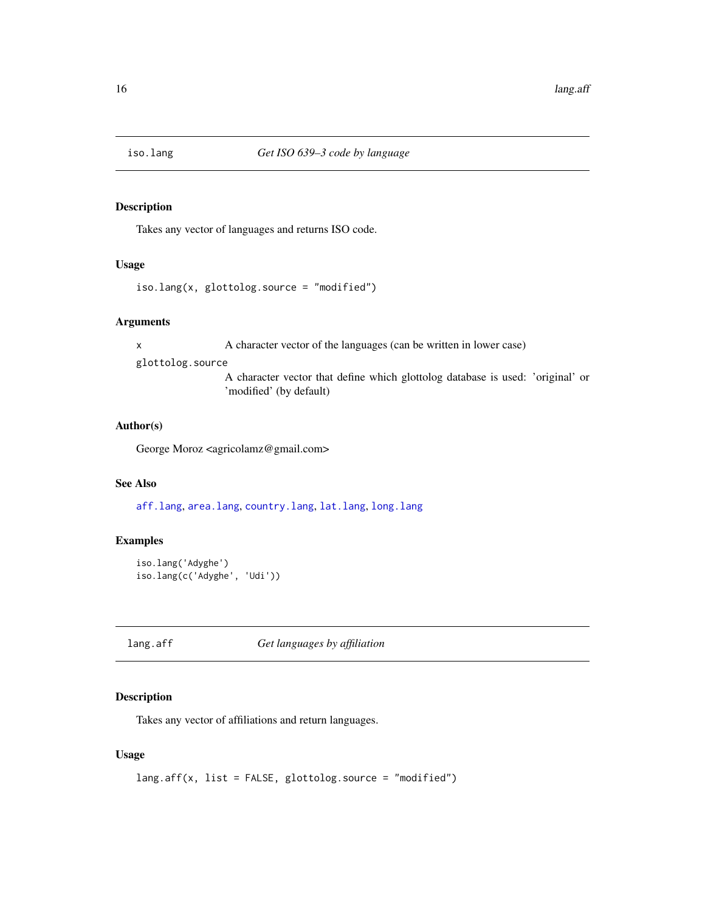## iso.lang — *Get ISO 639–3 code by language*

### Description

Takes any vector of languages and returns ISO code.

### Usage

```
iso.lang(x, glottolog.source = "modified")
```

### Arguments

| | |
|---|---|
| x | A character vector of the languages (can be written in lower case) |
| glottolog.source | A character vector that define which glottolog database is used: 'original' or 'modified' (by default) |

### Author(s)

George Moroz <agricolamz@gmail.com>

### See Also

aff.lang, area.lang, country.lang, lat.lang, long.lang

### Examples

```
iso.lang('Adyghe')
iso.lang(c('Adyghe', 'Udi'))
```

## lang.aff — *Get languages by affiliation*

### Description

Takes any vector of affiliations and return languages.

### Usage

```
lang.aff(x, list = FALSE, glottolog.source = "modified")
```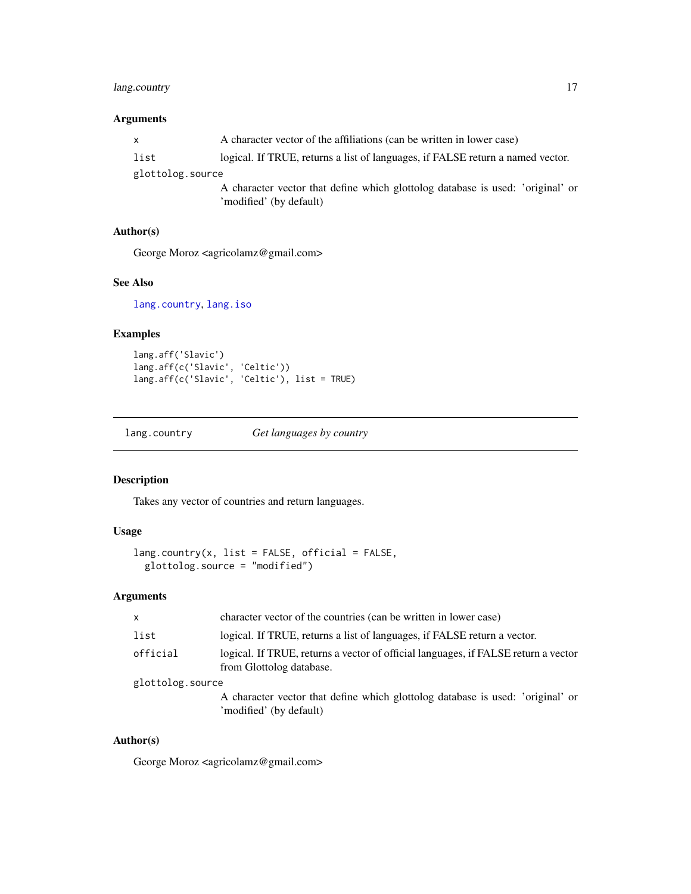### Arguments

- `x` — A character vector of the affiliations (can be written in lower case)
- `list` — logical. If TRUE, returns a list of languages, if FALSE return a named vector.
- `glottolog.source` — A character vector that define which glottolog database is used: 'original' or 'modified' (by default)

### Author(s)

George Moroz <agricolamz@gmail.com>

### See Also

`lang.country`, `lang.iso`

### Examples

```
lang.aff('Slavic')
lang.aff(c('Slavic', 'Celtic'))
lang.aff(c('Slavic', 'Celtic'), list = TRUE)
```

---

## `lang.country` *Get languages by country*

### Description

Takes any vector of countries and return languages.

### Usage

```
lang.country(x, list = FALSE, official = FALSE,
  glottolog.source = "modified")
```

### Arguments

- `x` — character vector of the countries (can be written in lower case)
- `list` — logical. If TRUE, returns a list of languages, if FALSE return a vector.
- `official` — logical. If TRUE, returns a vector of official languages, if FALSE return a vector from Glottolog database.
- `glottolog.source` — A character vector that define which glottolog database is used: 'original' or 'modified' (by default)

### Author(s)

George Moroz <agricolamz@gmail.com>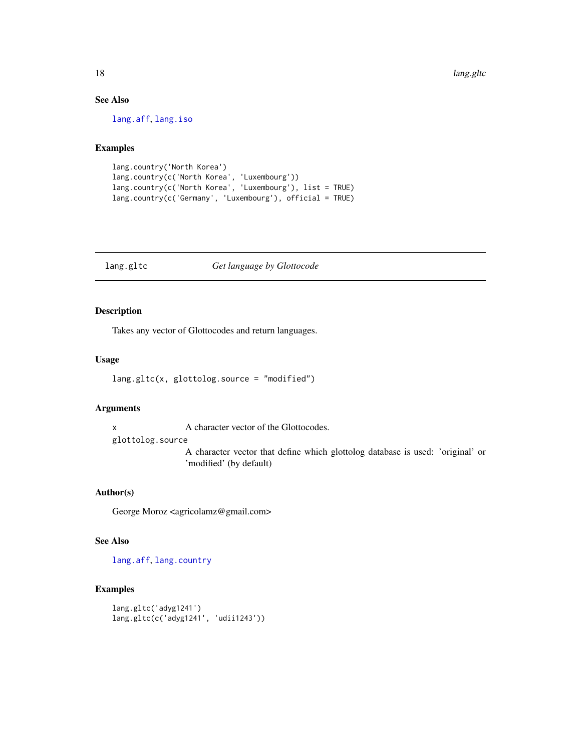### See Also

lang.aff, lang.iso

### Examples

```
lang.country('North Korea')
lang.country(c('North Korea', 'Luxembourg'))
lang.country(c('North Korea', 'Luxembourg'), list = TRUE)
lang.country(c('Germany', 'Luxembourg'), official = TRUE)
```

---

## lang.gltc *Get language by Glottocode*

---

### Description

Takes any vector of Glottocodes and return languages.

### Usage

```
lang.gltc(x, glottolog.source = "modified")
```

### Arguments

| | |
|---|---|
| x | A character vector of the Glottocodes. |
| glottolog.source | A character vector that define which glottolog database is used: 'original' or 'modified' (by default) |

### Author(s)

George Moroz <agricolamz@gmail.com>

### See Also

lang.aff, lang.country

### Examples

```
lang.gltc('adyg1241')
lang.gltc(c('adyg1241', 'udii1243'))
```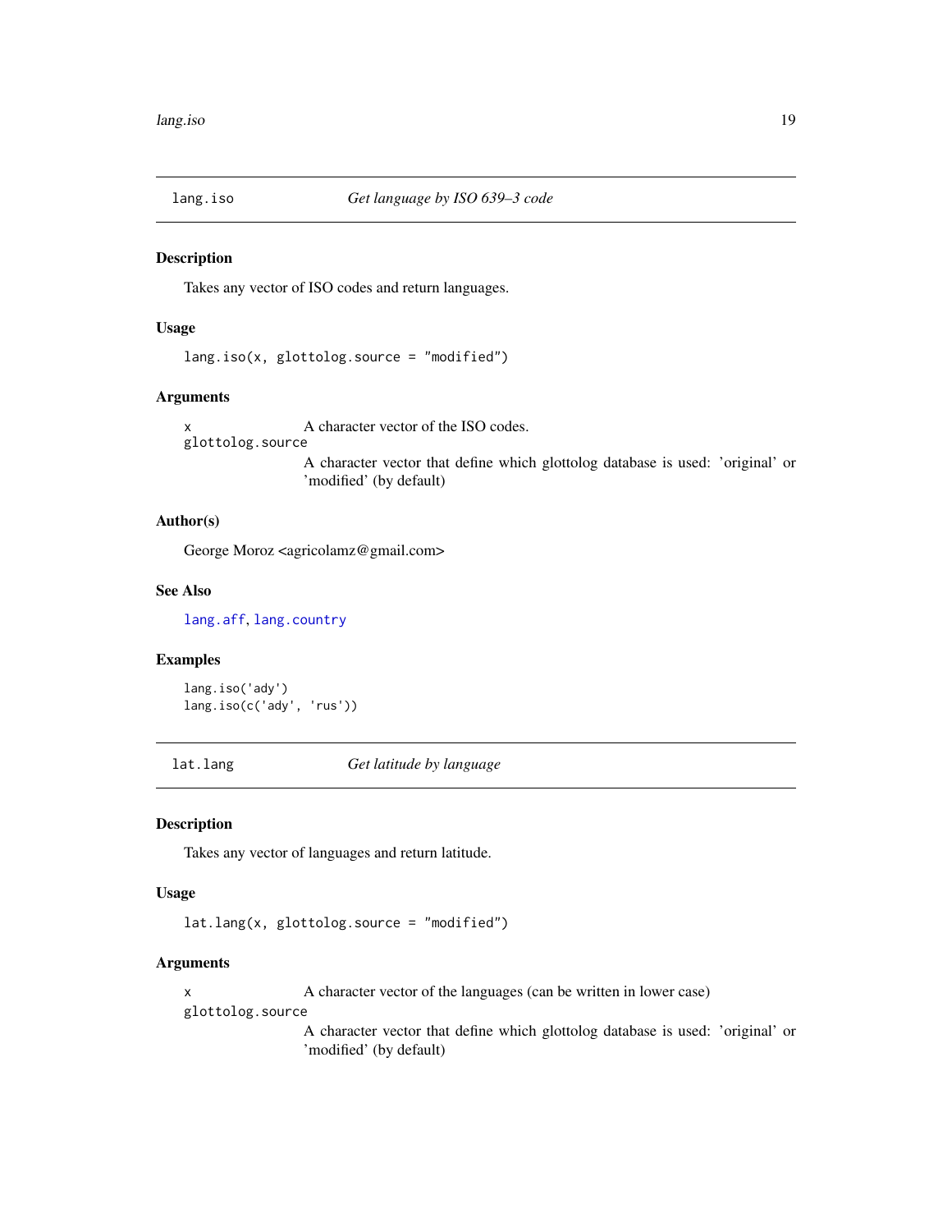## lang.iso — *Get language by ISO 639–3 code*

### Description

Takes any vector of ISO codes and return languages.

### Usage

```
lang.iso(x, glottolog.source = "modified")
```

### Arguments

`x` — A character vector of the ISO codes.

`glottolog.source` — A character vector that define which glottolog database is used: 'original' or 'modified' (by default)

### Author(s)

George Moroz <agricolamz@gmail.com>

### See Also

`lang.aff`, `lang.country`

### Examples

```
lang.iso('ady')
lang.iso(c('ady', 'rus'))
```

## lat.lang — *Get latitude by language*

### Description

Takes any vector of languages and return latitude.

### Usage

```
lat.lang(x, glottolog.source = "modified")
```

### Arguments

`x` — A character vector of the languages (can be written in lower case)

`glottolog.source` — A character vector that define which glottolog database is used: 'original' or 'modified' (by default)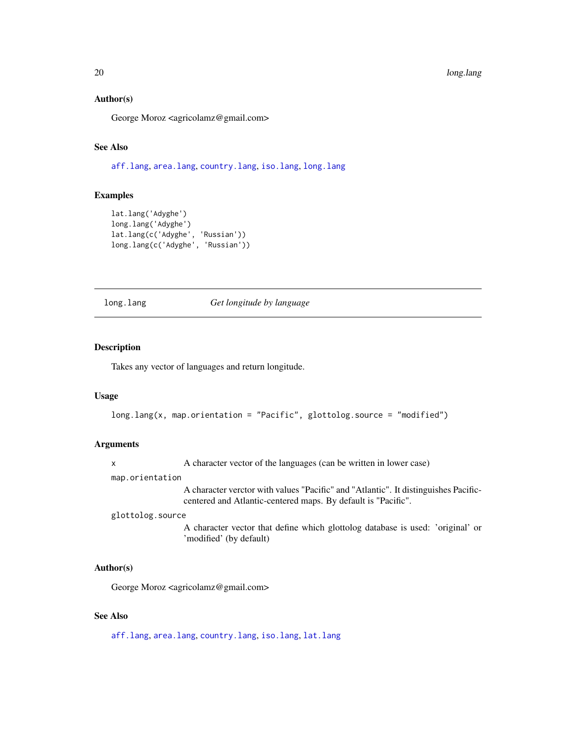### Author(s)

George Moroz <agricolamz@gmail.com>

### See Also

aff.lang, area.lang, country.lang, iso.lang, long.lang

### Examples

```
lat.lang('Adyghe')
long.lang('Adyghe')
lat.lang(c('Adyghe', 'Russian'))
long.lang(c('Adyghe', 'Russian'))
```

---

## long.lang *Get longitude by language*

### Description

Takes any vector of languages and return longitude.

### Usage

```
long.lang(x, map.orientation = "Pacific", glottolog.source = "modified")
```

### Arguments

| | |
|---|---|
| x | A character vector of the languages (can be written in lower case) |
| map.orientation | A character verctor with values "Pacific" and "Atlantic". It distinguishes Pacific-centered and Atlantic-centered maps. By default is "Pacific". |
| glottolog.source | A character vector that define which glottolog database is used: 'original' or 'modified' (by default) |

### Author(s)

George Moroz <agricolamz@gmail.com>

### See Also

aff.lang, area.lang, country.lang, iso.lang, lat.lang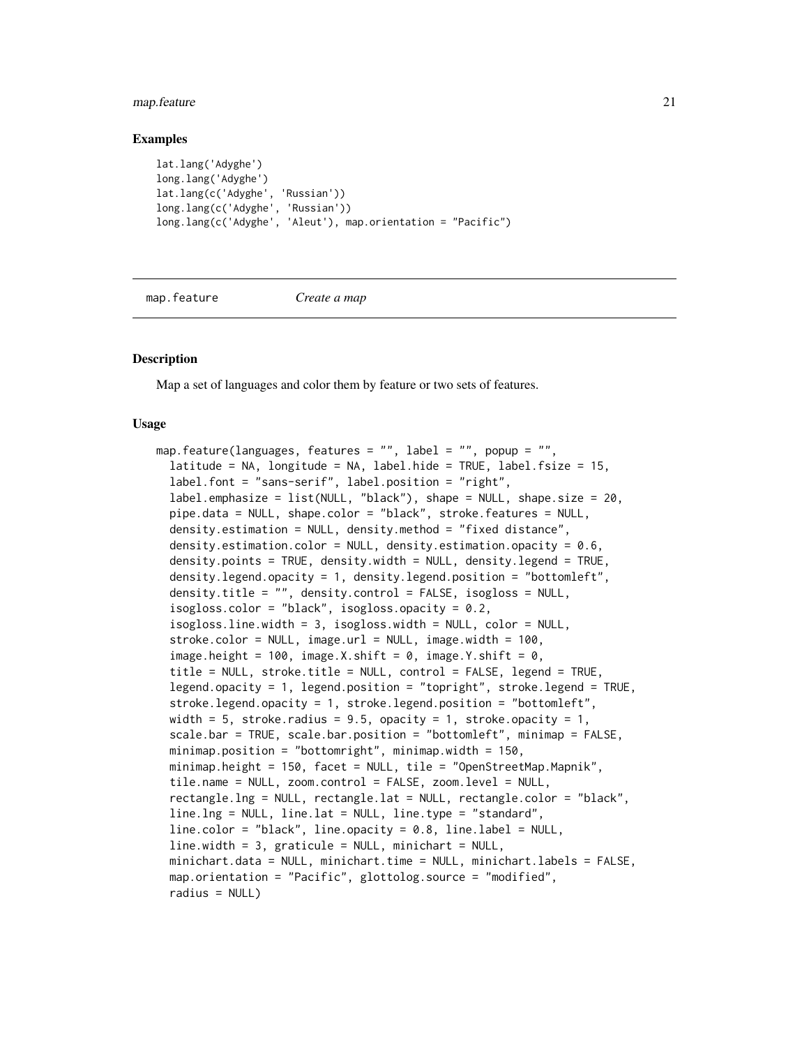### Examples

```
lat.lang('Adyghe')
long.lang('Adyghe')
lat.lang(c('Adyghe', 'Russian'))
long.lang(c('Adyghe', 'Russian'))
long.lang(c('Adyghe', 'Aleut'), map.orientation = "Pacific")
```

---

## map.feature *Create a map*

---

### Description

Map a set of languages and color them by feature or two sets of features.

### Usage

```
map.feature(languages, features = "", label = "", popup = "",
  latitude = NA, longitude = NA, label.hide = TRUE, label.fsize = 15,
  label.font = "sans-serif", label.position = "right",
  label.emphasize = list(NULL, "black"), shape = NULL, shape.size = 20,
  pipe.data = NULL, shape.color = "black", stroke.features = NULL,
  density.estimation = NULL, density.method = "fixed distance",
  density.estimation.color = NULL, density.estimation.opacity = 0.6,
  density.points = TRUE, density.width = NULL, density.legend = TRUE,
  density.legend.opacity = 1, density.legend.position = "bottomleft",
  density.title = "", density.control = FALSE, isogloss = NULL,
  isogloss.color = "black", isogloss.opacity = 0.2,
  isogloss.line.width = 3, isogloss.width = NULL, color = NULL,
  stroke.color = NULL, image.url = NULL, image.width = 100,
  image.height = 100, image.X.shift = 0, image.Y.shift = 0,
  title = NULL, stroke.title = NULL, control = FALSE, legend = TRUE,
  legend.opacity = 1, legend.position = "topright", stroke.legend = TRUE,
  stroke.legend.opacity = 1, stroke.legend.position = "bottomleft",
  width = 5, stroke.radius = 9.5, opacity = 1, stroke.opacity = 1,
  scale.bar = TRUE, scale.bar.position = "bottomleft", minimap = FALSE,
  minimap.position = "bottomright", minimap.width = 150,
  minimap.height = 150, facet = NULL, tile = "OpenStreetMap.Mapnik",
  tile.name = NULL, zoom.control = FALSE, zoom.level = NULL,
  rectangle.lng = NULL, rectangle.lat = NULL, rectangle.color = "black",
  line.lng = NULL, line.lat = NULL, line.type = "standard",
  line.color = "black", line.opacity = 0.8, line.label = NULL,
  line.width = 3, graticule = NULL, minichart = NULL,
  minichart.data = NULL, minichart.time = NULL, minichart.labels = FALSE,
  map.orientation = "Pacific", glottolog.source = "modified",
  radius = NULL)
```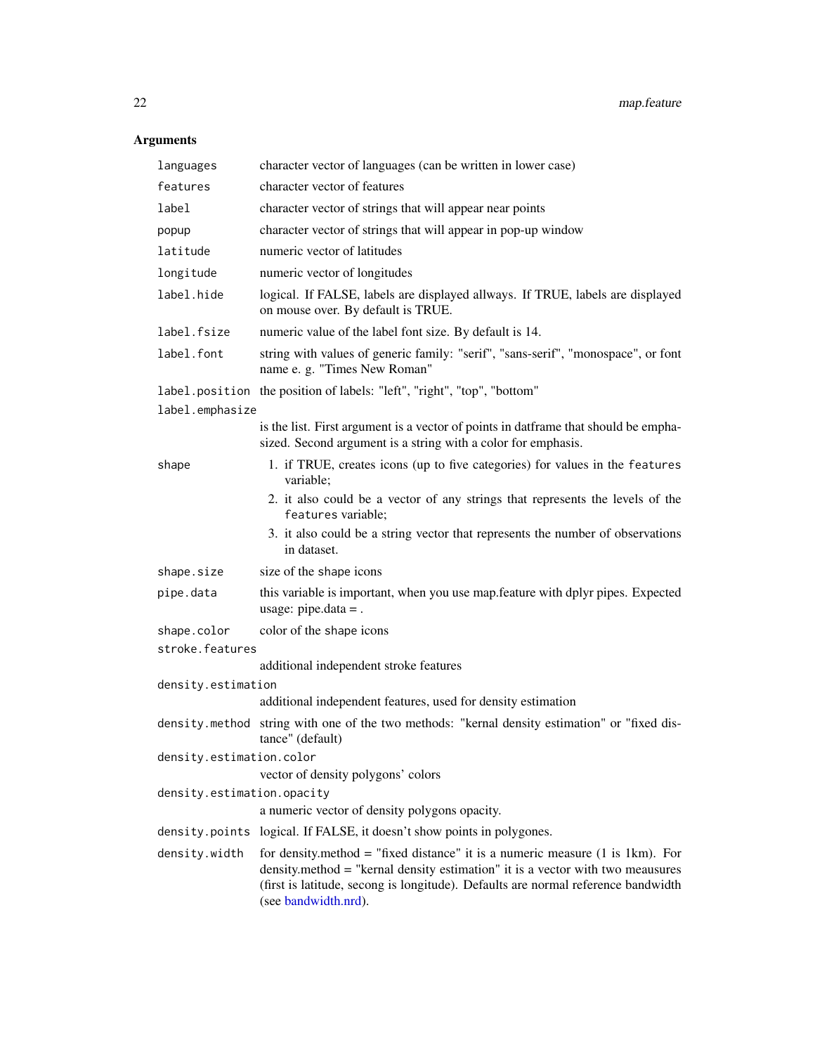## Arguments

| Argument | Description |
| --- | --- |
| `languages` | character vector of languages (can be written in lower case) |
| `features` | character vector of features |
| `label` | character vector of strings that will appear near points |
| `popup` | character vector of strings that will appear in pop-up window |
| `latitude` | numeric vector of latitudes |
| `longitude` | numeric vector of longitudes |
| `label.hide` | logical. If FALSE, labels are displayed allways. If TRUE, labels are displayed on mouse over. By default is TRUE. |
| `label.fsize` | numeric value of the label font size. By default is 14. |
| `label.font` | string with values of generic family: "serif", "sans-serif", "monospace", or font name e. g. "Times New Roman" |
| `label.position` | the position of labels: "left", "right", "top", "bottom" |
| `label.emphasize` | is the list. First argument is a vector of points in datframe that should be emphasized. Second argument is a string with a color for emphasis. |
| `shape` | 1. if TRUE, creates icons (up to five categories) for values in the `features` variable; 2. it also could be a vector of any strings that represents the levels of the `features` variable; 3. it also could be a string vector that represents the number of observations in dataset. |
| `shape.size` | size of the shape icons |
| `pipe.data` | this variable is important, when you use map.feature with dplyr pipes. Expected usage: pipe.data = . |
| `shape.color` | color of the shape icons |
| `stroke.features` | additional independent stroke features |
| `density.estimation` | additional independent features, used for density estimation |
| `density.method` | string with one of the two methods: "kernal density estimation" or "fixed distance" (default) |
| `density.estimation.color` | vector of density polygons' colors |
| `density.estimation.opacity` | a numeric vector of density polygons opacity. |
| `density.points` | logical. If FALSE, it doesn't show points in polygones. |
| `density.width` | for density.method = "fixed distance" it is a numeric measure (1 is 1km). For density.method = "kernal density estimation" it is a vector with two meausures (first is latitude, secong is longitude). Defaults are normal reference bandwidth (see bandwidth.nrd). |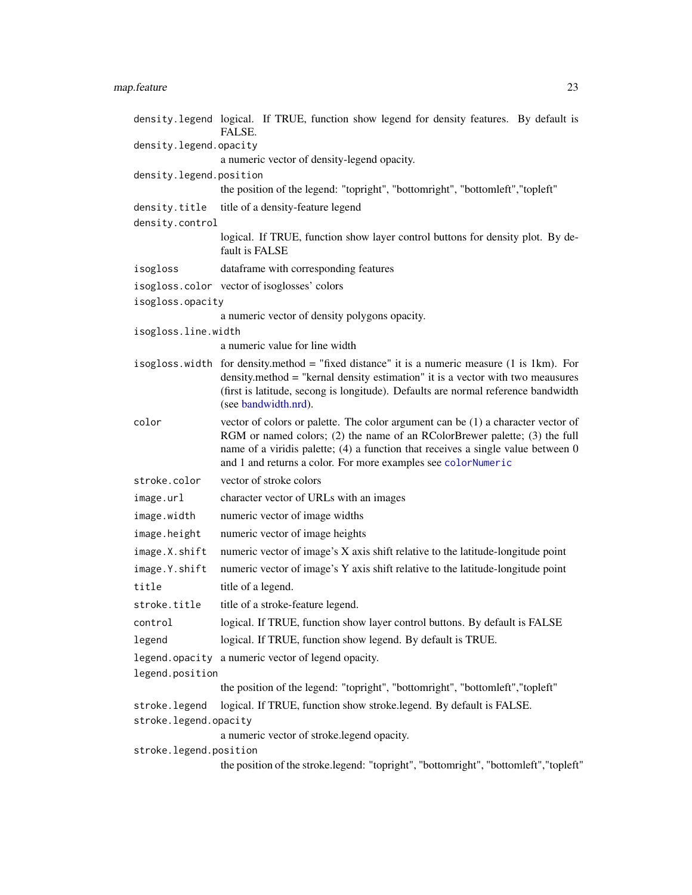| | |
|---|---|
| `density.legend` | logical. If TRUE, function show legend for density features. By default is FALSE. |
| `density.legend.opacity` | a numeric vector of density-legend opacity. |
| `density.legend.position` | the position of the legend: "topright", "bottomright", "bottomleft","topleft" |
| `density.title` | title of a density-feature legend |
| `density.control` | logical. If TRUE, function show layer control buttons for density plot. By default is FALSE |
| `isogloss` | dataframe with corresponding features |
| `isogloss.color` | vector of isoglosses' colors |
| `isogloss.opacity` | a numeric vector of density polygons opacity. |
| `isogloss.line.width` | a numeric value for line width |
| `isogloss.width` | for density.method = "fixed distance" it is a numeric measure (1 is 1km). For density.method = "kernal density estimation" it is a vector with two meausures (first is latitude, secong is longitude). Defaults are normal reference bandwidth (see bandwidth.nrd). |
| `color` | vector of colors or palette. The color argument can be (1) a character vector of RGM or named colors; (2) the name of an RColorBrewer palette; (3) the full name of a viridis palette; (4) a function that receives a single value between 0 and 1 and returns a color. For more examples see `colorNumeric` |
| `stroke.color` | vector of stroke colors |
| `image.url` | character vector of URLs with an images |
| `image.width` | numeric vector of image widths |
| `image.height` | numeric vector of image heights |
| `image.X.shift` | numeric vector of image's X axis shift relative to the latitude-longitude point |
| `image.Y.shift` | numeric vector of image's Y axis shift relative to the latitude-longitude point |
| `title` | title of a legend. |
| `stroke.title` | title of a stroke-feature legend. |
| `control` | logical. If TRUE, function show layer control buttons. By default is FALSE |
| `legend` | logical. If TRUE, function show legend. By default is TRUE. |
| `legend.opacity` | a numeric vector of legend opacity. |
| `legend.position` | the position of the legend: "topright", "bottomright", "bottomleft","topleft" |
| `stroke.legend` | logical. If TRUE, function show stroke.legend. By default is FALSE. |
| `stroke.legend.opacity` | a numeric vector of stroke.legend opacity. |
| `stroke.legend.position` | the position of the stroke.legend: "topright", "bottomright", "bottomleft","topleft" |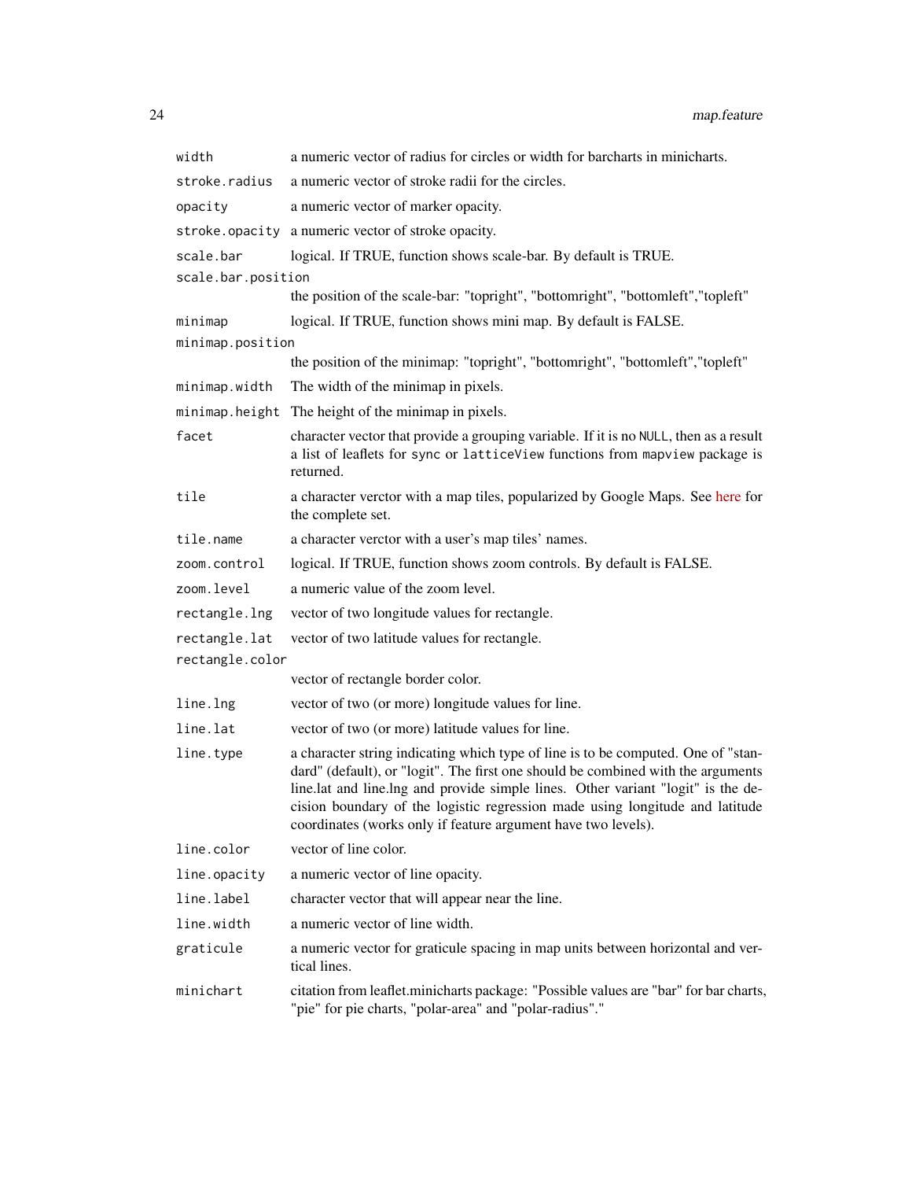| | |
|---|---|
| `width` | a numeric vector of radius for circles or width for barcharts in minicharts. |
| `stroke.radius` | a numeric vector of stroke radii for the circles. |
| `opacity` | a numeric vector of marker opacity. |
| `stroke.opacity` | a numeric vector of stroke opacity. |
| `scale.bar` | logical. If TRUE, function shows scale-bar. By default is TRUE. |
| `scale.bar.position` | the position of the scale-bar: "topright", "bottomright", "bottomleft","topleft" |
| `minimap` | logical. If TRUE, function shows mini map. By default is FALSE. |
| `minimap.position` | the position of the minimap: "topright", "bottomright", "bottomleft","topleft" |
| `minimap.width` | The width of the minimap in pixels. |
| `minimap.height` | The height of the minimap in pixels. |
| `facet` | character vector that provide a grouping variable. If it is no `NULL`, then as a result a list of leaflets for `sync` or `latticeView` functions from `mapview` package is returned. |
| `tile` | a character verctor with a map tiles, popularized by Google Maps. See here for the complete set. |
| `tile.name` | a character verctor with a user's map tiles' names. |
| `zoom.control` | logical. If TRUE, function shows zoom controls. By default is FALSE. |
| `zoom.level` | a numeric value of the zoom level. |
| `rectangle.lng` | vector of two longitude values for rectangle. |
| `rectangle.lat` | vector of two latitude values for rectangle. |
| `rectangle.color` | vector of rectangle border color. |
| `line.lng` | vector of two (or more) longitude values for line. |
| `line.lat` | vector of two (or more) latitude values for line. |
| `line.type` | a character string indicating which type of line is to be computed. One of "standard" (default), or "logit". The first one should be combined with the arguments line.lat and line.lng and provide simple lines. Other variant "logit" is the decision boundary of the logistic regression made using longitude and latitude coordinates (works only if feature argument have two levels). |
| `line.color` | vector of line color. |
| `line.opacity` | a numeric vector of line opacity. |
| `line.label` | character vector that will appear near the line. |
| `line.width` | a numeric vector of line width. |
| `graticule` | a numeric vector for graticule spacing in map units between horizontal and vertical lines. |
| `minichart` | citation from leaflet.minicharts package: "Possible values are "bar" for bar charts, "pie" for pie charts, "polar-area" and "polar-radius"." |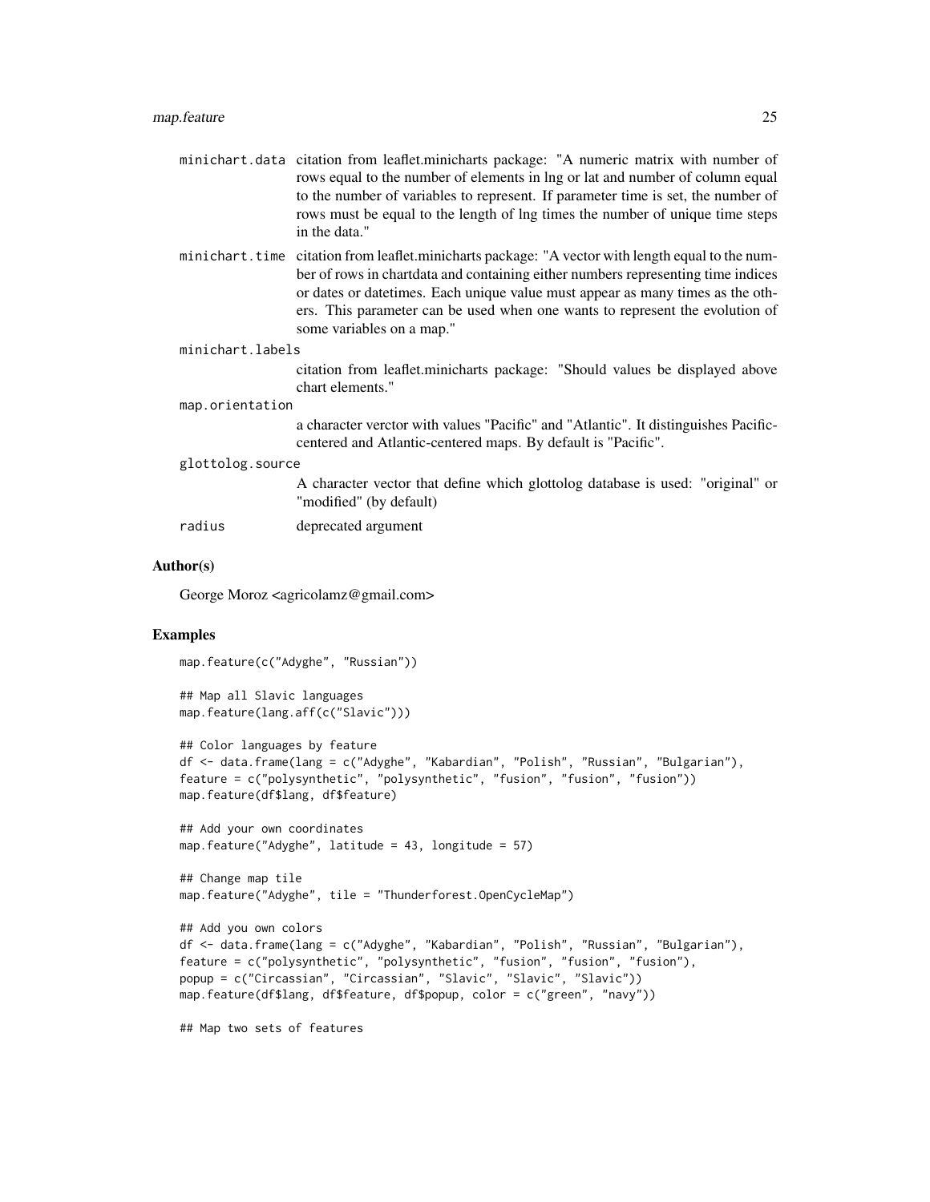minichart.data citation from leaflet.minicharts package: "A numeric matrix with number of rows equal to the number of elements in lng or lat and number of column equal to the number of variables to represent. If parameter time is set, the number of rows must be equal to the length of lng times the number of unique time steps in the data."

minichart.time citation from leaflet.minicharts package: "A vector with length equal to the number of rows in chartdata and containing either numbers representing time indices or dates or datetimes. Each unique value must appear as many times as the others. This parameter can be used when one wants to represent the evolution of some variables on a map."

minichart.labels
citation from leaflet.minicharts package: "Should values be displayed above chart elements."

map.orientation
a character verctor with values "Pacific" and "Atlantic". It distinguishes Pacific-centered and Atlantic-centered maps. By default is "Pacific".

glottolog.source
A character vector that define which glottolog database is used: "original" or "modified" (by default)

radius deprecated argument

## Author(s)

George Moroz <agricolamz@gmail.com>

## Examples

```
map.feature(c("Adyghe", "Russian"))

## Map all Slavic languages
map.feature(lang.aff(c("Slavic")))

## Color languages by feature
df <- data.frame(lang = c("Adyghe", "Kabardian", "Polish", "Russian", "Bulgarian"),
feature = c("polysynthetic", "polysynthetic", "fusion", "fusion", "fusion"))
map.feature(df$lang, df$feature)

## Add your own coordinates
map.feature("Adyghe", latitude = 43, longitude = 57)

## Change map tile
map.feature("Adyghe", tile = "Thunderforest.OpenCycleMap")

## Add you own colors
df <- data.frame(lang = c("Adyghe", "Kabardian", "Polish", "Russian", "Bulgarian"),
feature = c("polysynthetic", "polysynthetic", "fusion", "fusion", "fusion"),
popup = c("Circassian", "Circassian", "Slavic", "Slavic", "Slavic"))
map.feature(df$lang, df$feature, df$popup, color = c("green", "navy"))

## Map two sets of features
```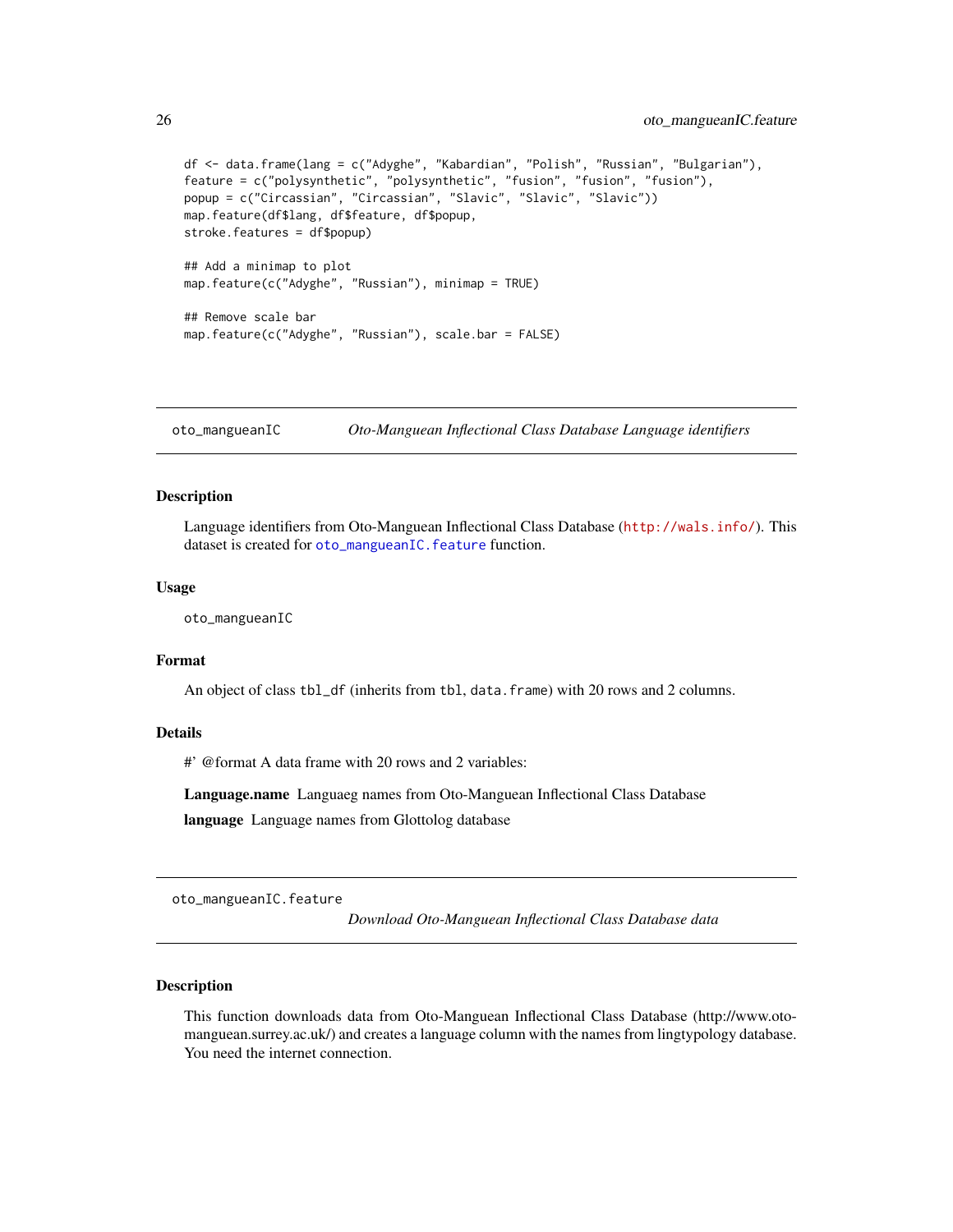```
df <- data.frame(lang = c("Adyghe", "Kabardian", "Polish", "Russian", "Bulgarian"),
feature = c("polysynthetic", "polysynthetic", "fusion", "fusion", "fusion"),
popup = c("Circassian", "Circassian", "Slavic", "Slavic", "Slavic"))
map.feature(df$lang, df$feature, df$popup,
stroke.features = df$popup)

## Add a minimap to plot
map.feature(c("Adyghe", "Russian"), minimap = TRUE)

## Remove scale bar
map.feature(c("Adyghe", "Russian"), scale.bar = FALSE)
```

---

## oto_mangueanIC — *Oto-Manguean Inflectional Class Database Language identifiers*

### Description

Language identifiers from Oto-Manguean Inflectional Class Database (http://wals.info/). This dataset is created for oto_mangueanIC.feature function.

### Usage

```
oto_mangueanIC
```

### Format

An object of class tbl_df (inherits from tbl, data.frame) with 20 rows and 2 columns.

### Details

#' @format A data frame with 20 rows and 2 variables:

**Language.name** Languaeg names from Oto-Manguean Inflectional Class Database

**language** Language names from Glottolog database

---

## oto_mangueanIC.feature — *Download Oto-Manguean Inflectional Class Database data*

### Description

This function downloads data from Oto-Manguean Inflectional Class Database (http://www.oto-manguean.surrey.ac.uk/) and creates a language column with the names from lingtypology database. You need the internet connection.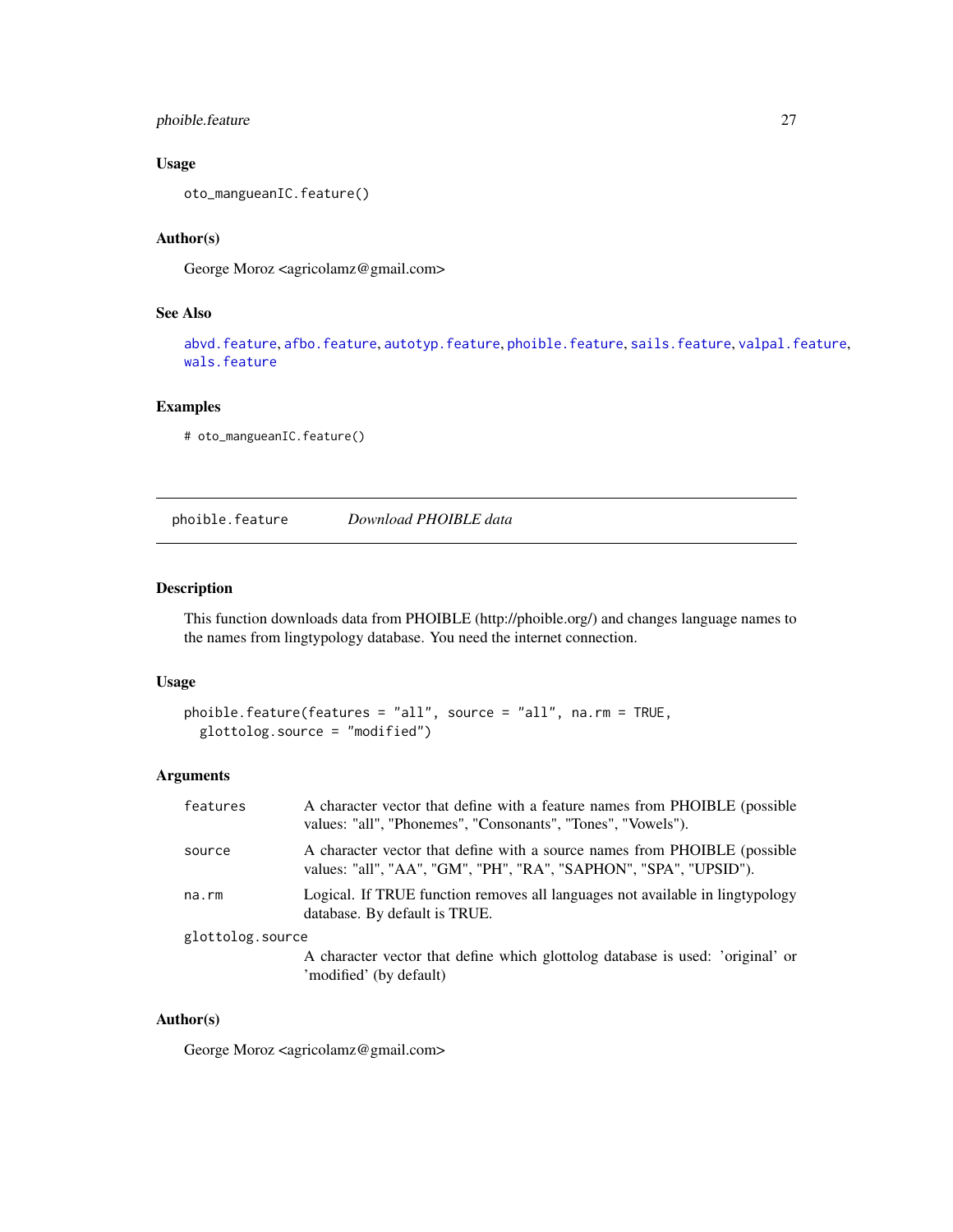### Usage

```
oto_mangueanIC.feature()
```

### Author(s)

George Moroz <agricolamz@gmail.com>

### See Also

abvd.feature, afbo.feature, autotyp.feature, phoible.feature, sails.feature, valpal.feature, wals.feature

### Examples

```
# oto_mangueanIC.feature()
```

---

## phoible.feature *Download PHOIBLE data*

---

### Description

This function downloads data from PHOIBLE (http://phoible.org/) and changes language names to the names from lingtypology database. You need the internet connection.

### Usage

```
phoible.feature(features = "all", source = "all", na.rm = TRUE,
  glottolog.source = "modified")
```

### Arguments

| | |
|---|---|
| features | A character vector that define with a feature names from PHOIBLE (possible values: "all", "Phonemes", "Consonants", "Tones", "Vowels"). |
| source | A character vector that define with a source names from PHOIBLE (possible values: "all", "AA", "GM", "PH", "RA", "SAPHON", "SPA", "UPSID"). |
| na.rm | Logical. If TRUE function removes all languages not available in lingtypology database. By default is TRUE. |
| glottolog.source | A character vector that define which glottolog database is used: 'original' or 'modified' (by default) |

### Author(s)

George Moroz <agricolamz@gmail.com>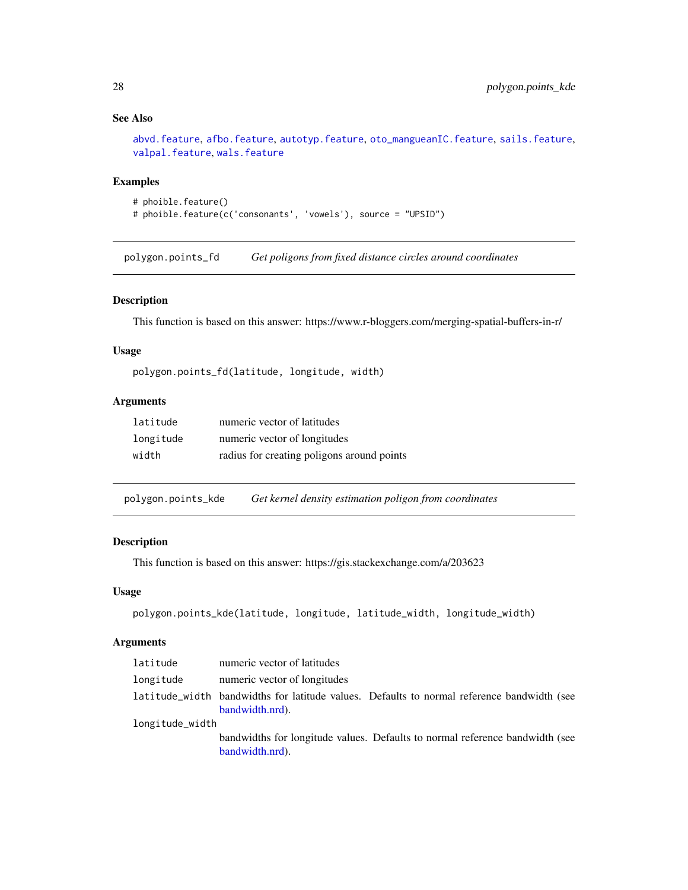### See Also

abvd.feature, afbo.feature, autotyp.feature, oto_mangueanIC.feature, sails.feature, valpal.feature, wals.feature

### Examples

```
# phoible.feature()
# phoible.feature(c('consonants', 'vowels'), source = "UPSID")
```

---

## polygon.points_fd — *Get poligons from fixed distance circles around coordinates*

---

### Description

This function is based on this answer: https://www.r-bloggers.com/merging-spatial-buffers-in-r/

### Usage

```
polygon.points_fd(latitude, longitude, width)
```

### Arguments

| | |
|---|---|
| `latitude` | numeric vector of latitudes |
| `longitude` | numeric vector of longitudes |
| `width` | radius for creating poligons around points |

---

## polygon.points_kde — *Get kernel density estimation poligon from coordinates*

---

### Description

This function is based on this answer: https://gis.stackexchange.com/a/203623

### Usage

```
polygon.points_kde(latitude, longitude, latitude_width, longitude_width)
```

### Arguments

| | |
|---|---|
| `latitude` | numeric vector of latitudes |
| `longitude` | numeric vector of longitudes |
| `latitude_width` | bandwidths for latitude values. Defaults to normal reference bandwidth (see bandwidth.nrd). |
| `longitude_width` | bandwidths for longitude values. Defaults to normal reference bandwidth (see bandwidth.nrd). |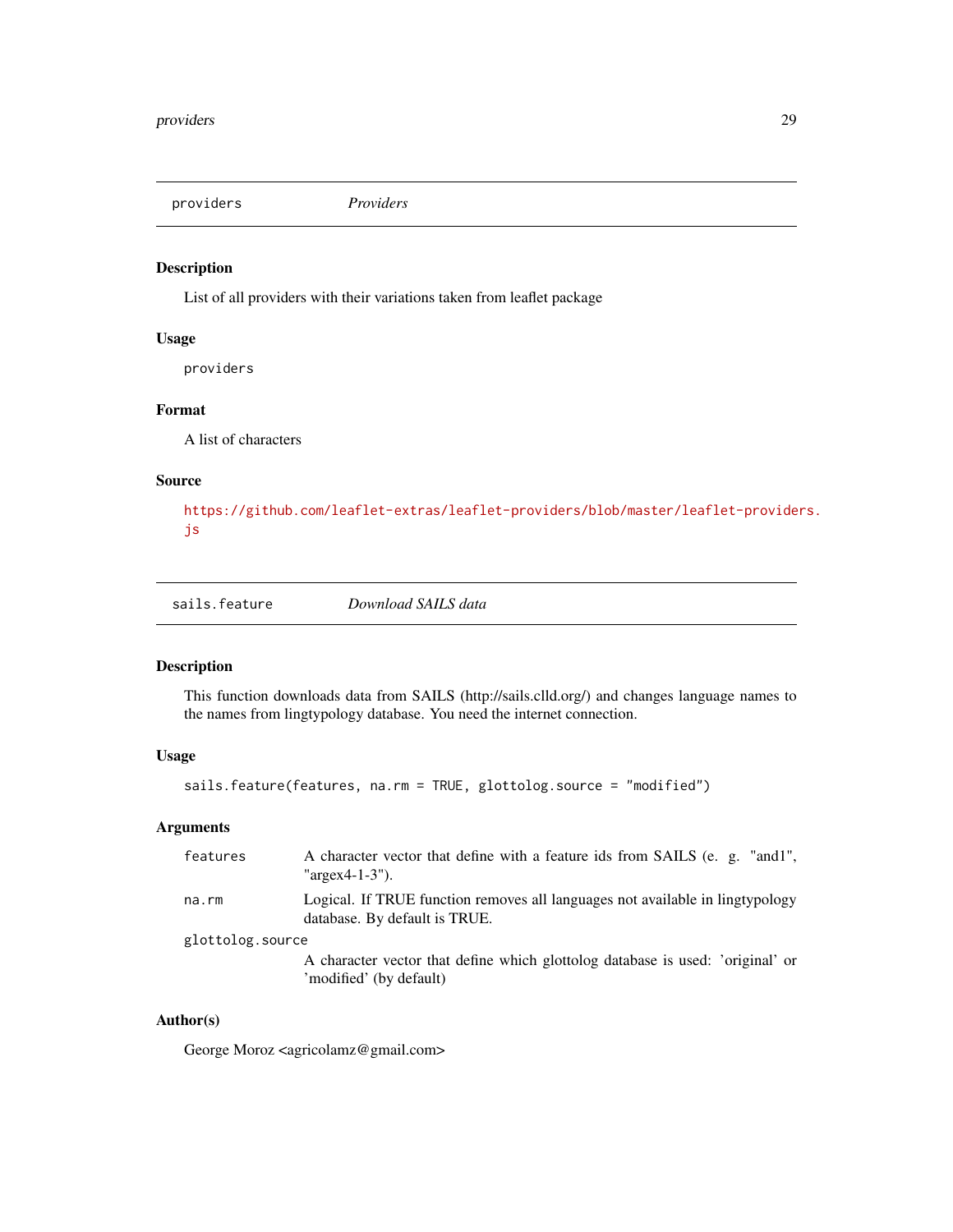## providers — *Providers*

### Description

List of all providers with their variations taken from leaflet package

### Usage

```
providers
```

### Format

A list of characters

### Source

https://github.com/leaflet-extras/leaflet-providers/blob/master/leaflet-providers.js

## sails.feature — *Download SAILS data*

### Description

This function downloads data from SAILS (http://sails.clld.org/) and changes language names to the names from lingtypology database. You need the internet connection.

### Usage

```
sails.feature(features, na.rm = TRUE, glottolog.source = "modified")
```

### Arguments

| | |
|---|---|
| `features` | A character vector that define with a feature ids from SAILS (e. g. "and1", "argex4-1-3"). |
| `na.rm` | Logical. If TRUE function removes all languages not available in lingtypology database. By default is TRUE. |
| `glottolog.source` | A character vector that define which glottolog database is used: 'original' or 'modified' (by default) |

### Author(s)

George Moroz <agricolamz@gmail.com>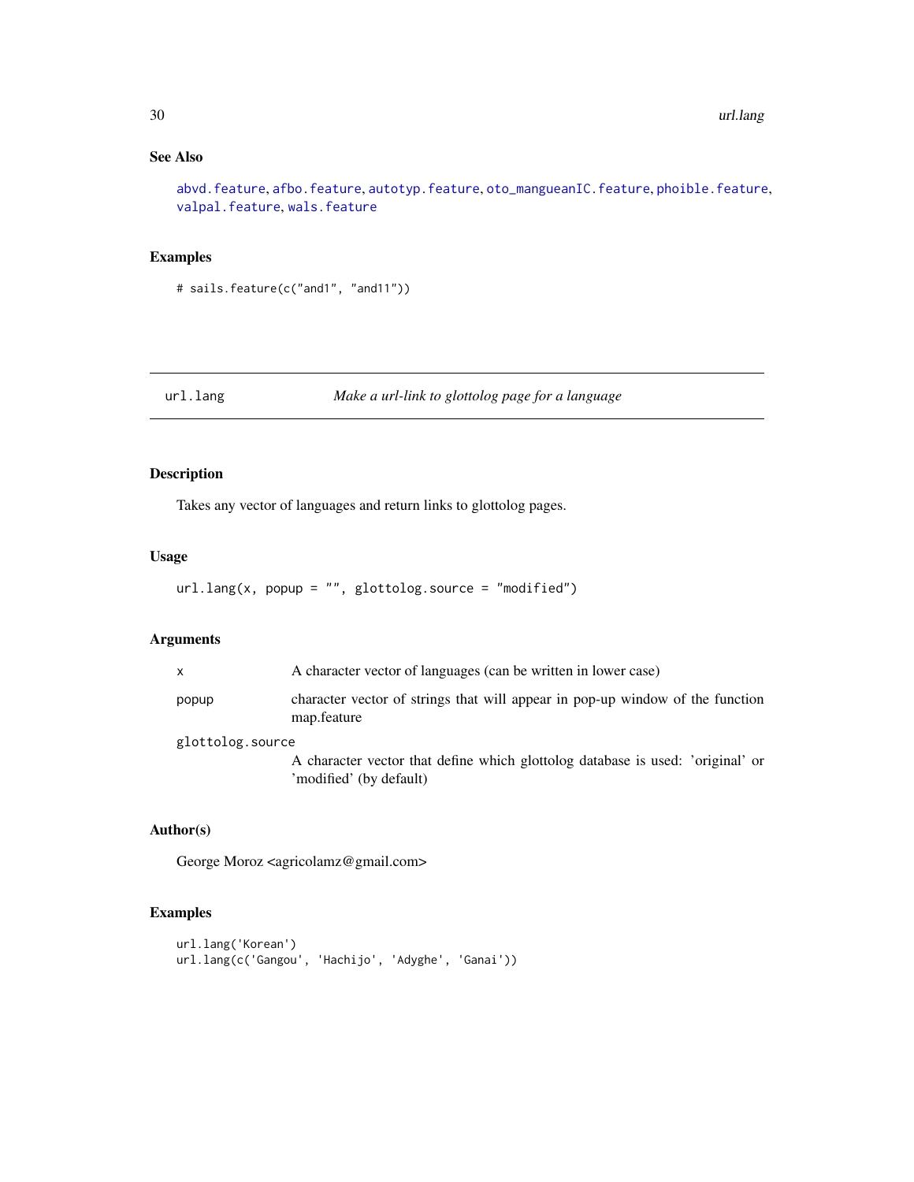## See Also

abvd.feature, afbo.feature, autotyp.feature, oto_mangueanIC.feature, phoible.feature, valpal.feature, wals.feature

## Examples

```
# sails.feature(c("and1", "and11"))
```

---

# url.lang *Make a url-link to glottolog page for a language*

## Description

Takes any vector of languages and return links to glottolog pages.

## Usage

```
url.lang(x, popup = "", glottolog.source = "modified")
```

## Arguments

| | |
|---|---|
| x | A character vector of languages (can be written in lower case) |
| popup | character vector of strings that will appear in pop-up window of the function map.feature |
| glottolog.source | A character vector that define which glottolog database is used: 'original' or 'modified' (by default) |

## Author(s)

George Moroz <agricolamz@gmail.com>

## Examples

```
url.lang('Korean')
url.lang(c('Gangou', 'Hachijo', 'Adyghe', 'Ganai'))
```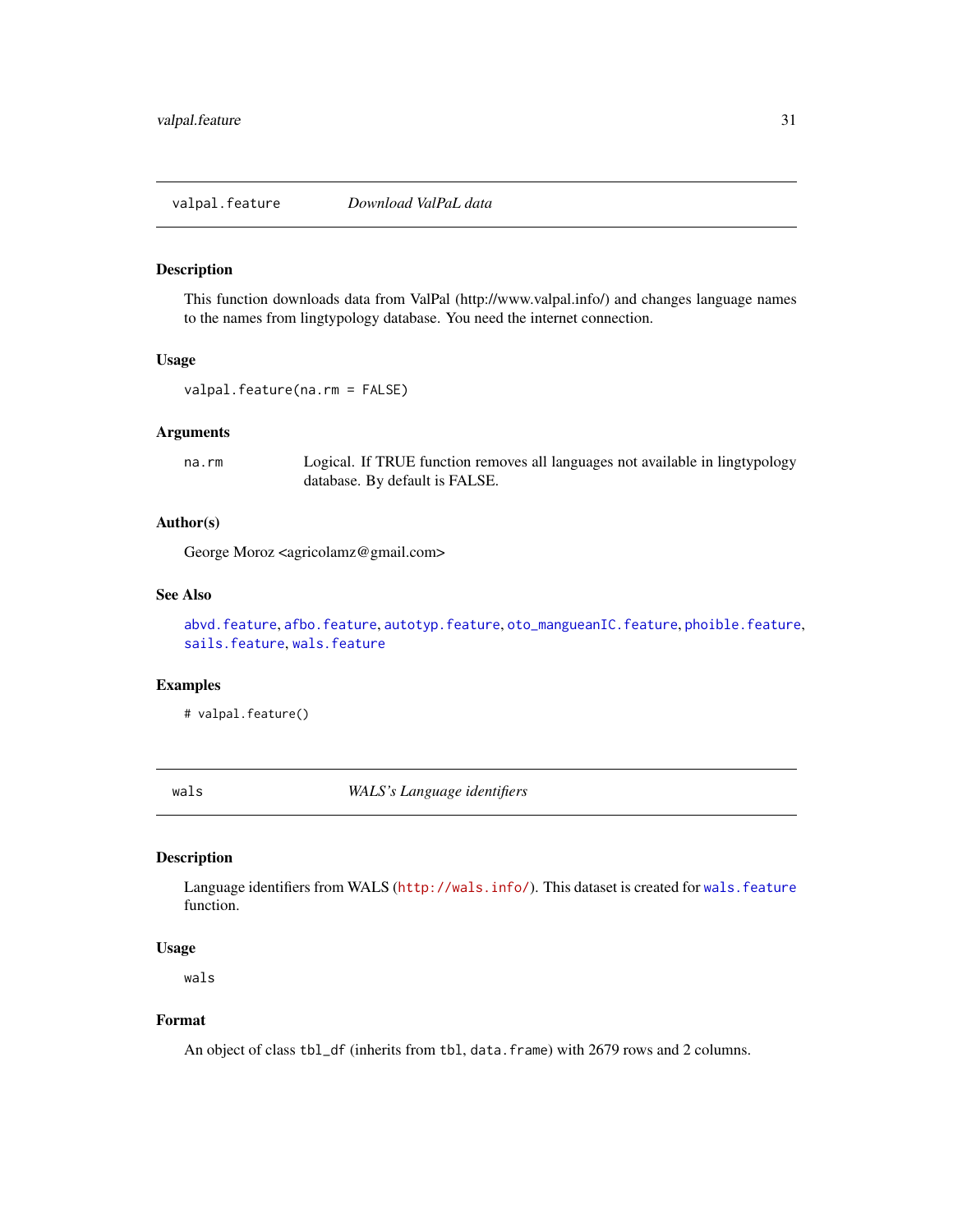## valpal.feature — *Download ValPaL data*

### Description

This function downloads data from ValPal (http://www.valpal.info/) and changes language names to the names from lingtypology database. You need the internet connection.

### Usage

```
valpal.feature(na.rm = FALSE)
```

### Arguments

| | |
|---|---|
| `na.rm` | Logical. If TRUE function removes all languages not available in lingtypology database. By default is FALSE. |

### Author(s)

George Moroz <agricolamz@gmail.com>

### See Also

`abvd.feature`, `afbo.feature`, `autotyp.feature`, `oto_mangueanIC.feature`, `phoible.feature`, `sails.feature`, `wals.feature`

### Examples

```
# valpal.feature()
```

## wals — *WALS's Language identifiers*

### Description

Language identifiers from WALS (`http://wals.info/`). This dataset is created for `wals.feature` function.

### Usage

```
wals
```

### Format

An object of class `tbl_df` (inherits from `tbl`, `data.frame`) with 2679 rows and 2 columns.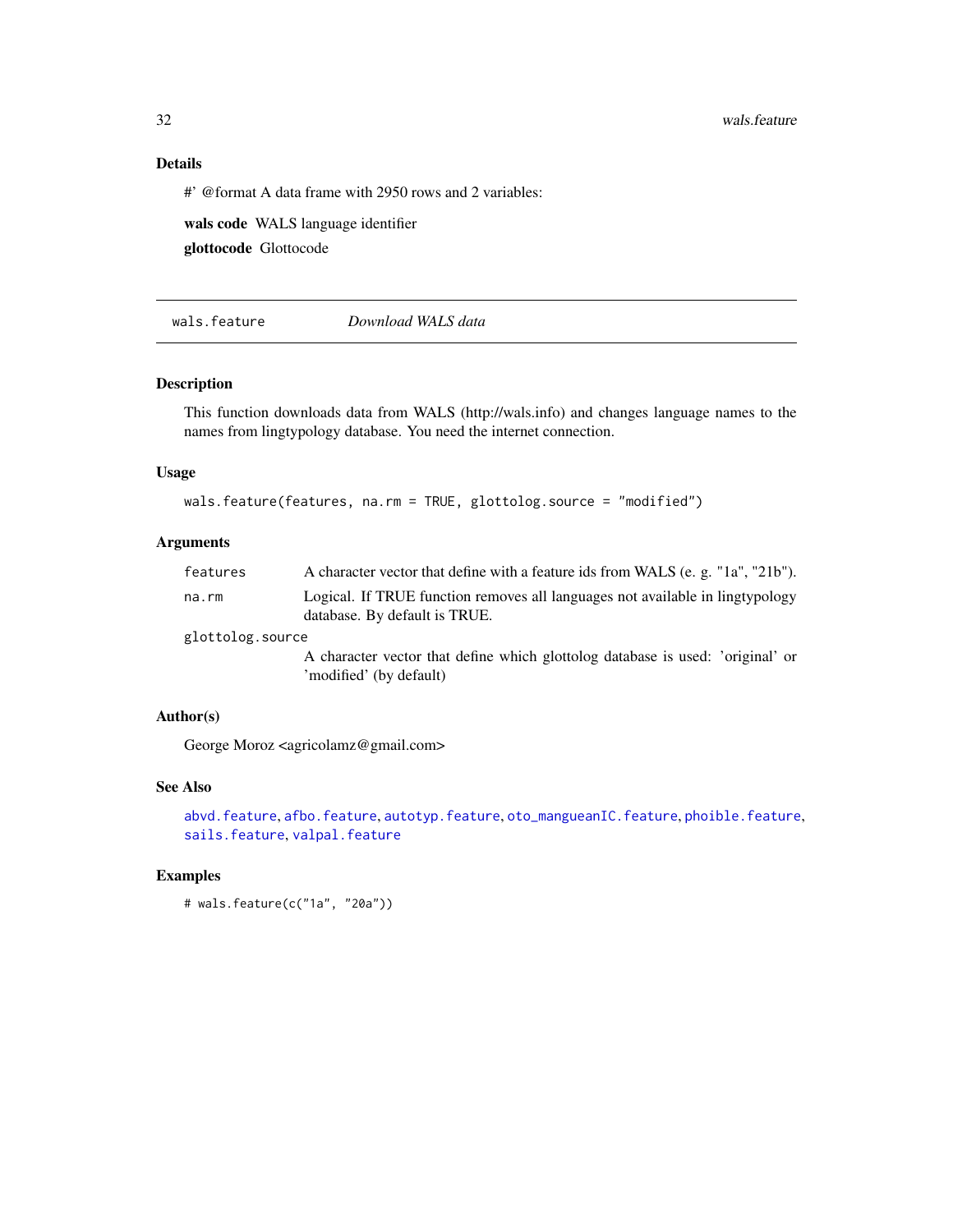### Details

#' @format A data frame with 2950 rows and 2 variables:

**wals code** WALS language identifier

**glottocode** Glottocode

---

`wals.feature` *Download WALS data*

---

### Description

This function downloads data from WALS (http://wals.info) and changes language names to the names from lingtypology database. You need the internet connection.

### Usage

```
wals.feature(features, na.rm = TRUE, glottolog.source = "modified")
```

### Arguments

| | |
|---|---|
| `features` | A character vector that define with a feature ids from WALS (e. g. "1a", "21b"). |
| `na.rm` | Logical. If TRUE function removes all languages not available in lingtypology database. By default is TRUE. |
| `glottolog.source` | A character vector that define which glottolog database is used: 'original' or 'modified' (by default) |

### Author(s)

George Moroz <agricolamz@gmail.com>

### See Also

`abvd.feature`, `afbo.feature`, `autotyp.feature`, `oto_mangueanIC.feature`, `phoible.feature`, `sails.feature`, `valpal.feature`

### Examples

```
# wals.feature(c("1a", "20a"))
```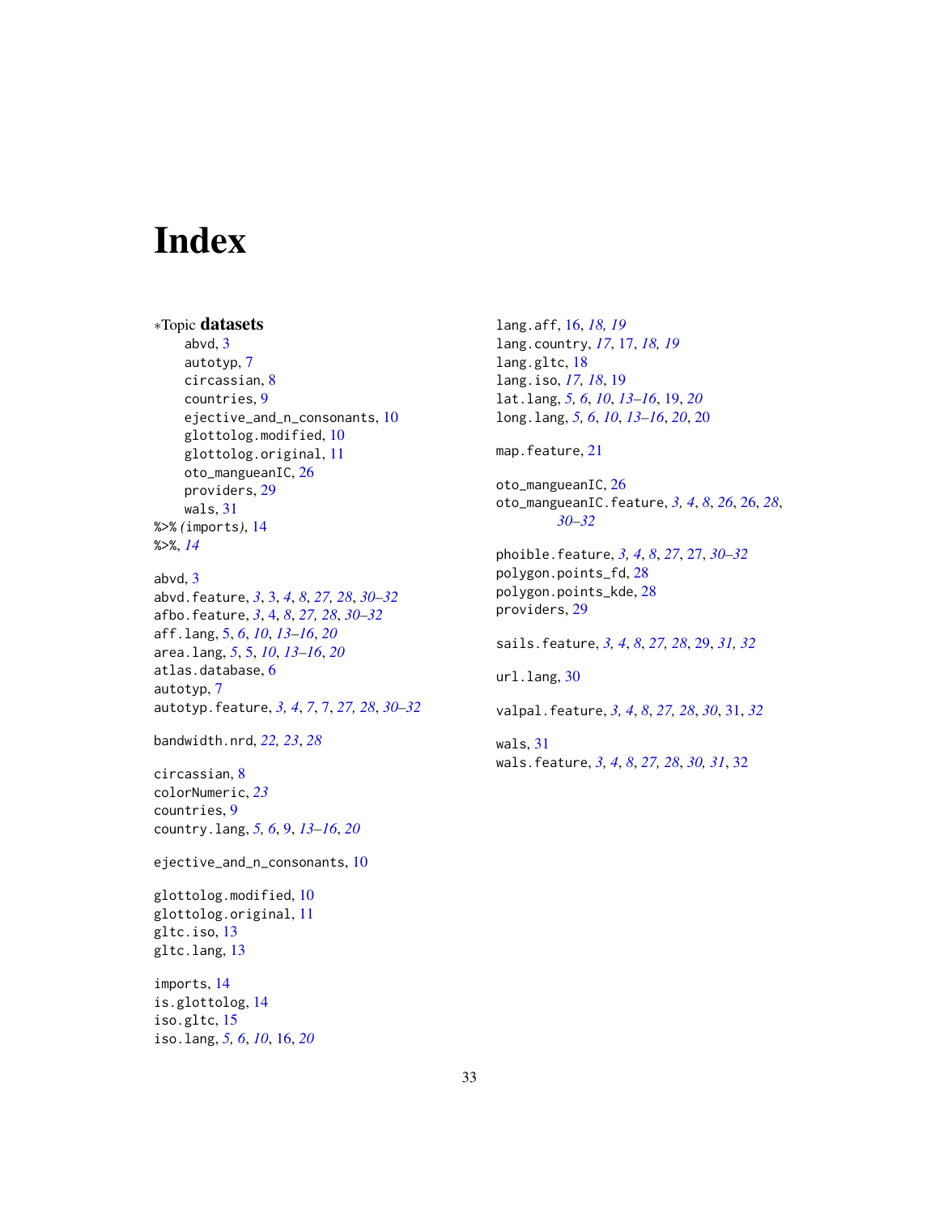# Index

∗Topic **datasets**

- abvd, 3
- autotyp, 7
- circassian, 8
- countries, 9
- ejective_and_n_consonants, 10
- glottolog.modified, 10
- glottolog.original, 11
- oto_mangueanIC, 26
- providers, 29
- wals, 31

%>% (imports), 14
%>%, *14*

abvd, 3
abvd.feature, *3*, 3, *4*, *8*, *27, 28*, *30–32*
afbo.feature, *3*, 4, *8*, *27, 28*, *30–32*
aff.lang, 5, *6*, *10*, *13–16*, *20*
area.lang, *5*, 5, *10*, *13–16*, *20*
atlas.database, 6
autotyp, 7
autotyp.feature, *3, 4*, *7*, 7, *27, 28*, *30–32*

bandwidth.nrd, *22, 23*, *28*

circassian, 8
colorNumeric, *23*
countries, 9
country.lang, *5, 6*, 9, *13–16*, *20*

ejective_and_n_consonants, 10

glottolog.modified, 10
glottolog.original, 11
gltc.iso, 13
gltc.lang, 13

imports, 14
is.glottolog, 14
iso.gltc, 15
iso.lang, *5, 6*, *10*, 16, *20*

lang.aff, 16, *18, 19*
lang.country, *17*, 17, *18, 19*
lang.gltc, 18
lang.iso, *17, 18*, 19
lat.lang, *5, 6*, *10*, *13–16*, 19, *20*
long.lang, *5, 6*, *10*, *13–16*, *20*, 20

map.feature, 21

oto_mangueanIC, 26
oto_mangueanIC.feature, *3, 4*, *8*, *26*, 26, *28*, *30–32*

phoible.feature, *3, 4*, *8*, *27*, 27, *30–32*
polygon.points_fd, 28
polygon.points_kde, 28
providers, 29

sails.feature, *3, 4*, *8*, *27, 28*, 29, *31, 32*

url.lang, 30

valpal.feature, *3, 4*, *8*, *27, 28*, *30*, 31, *32*

wals, 31
wals.feature, *3, 4*, *8*, *27, 28*, *30, 31*, 32